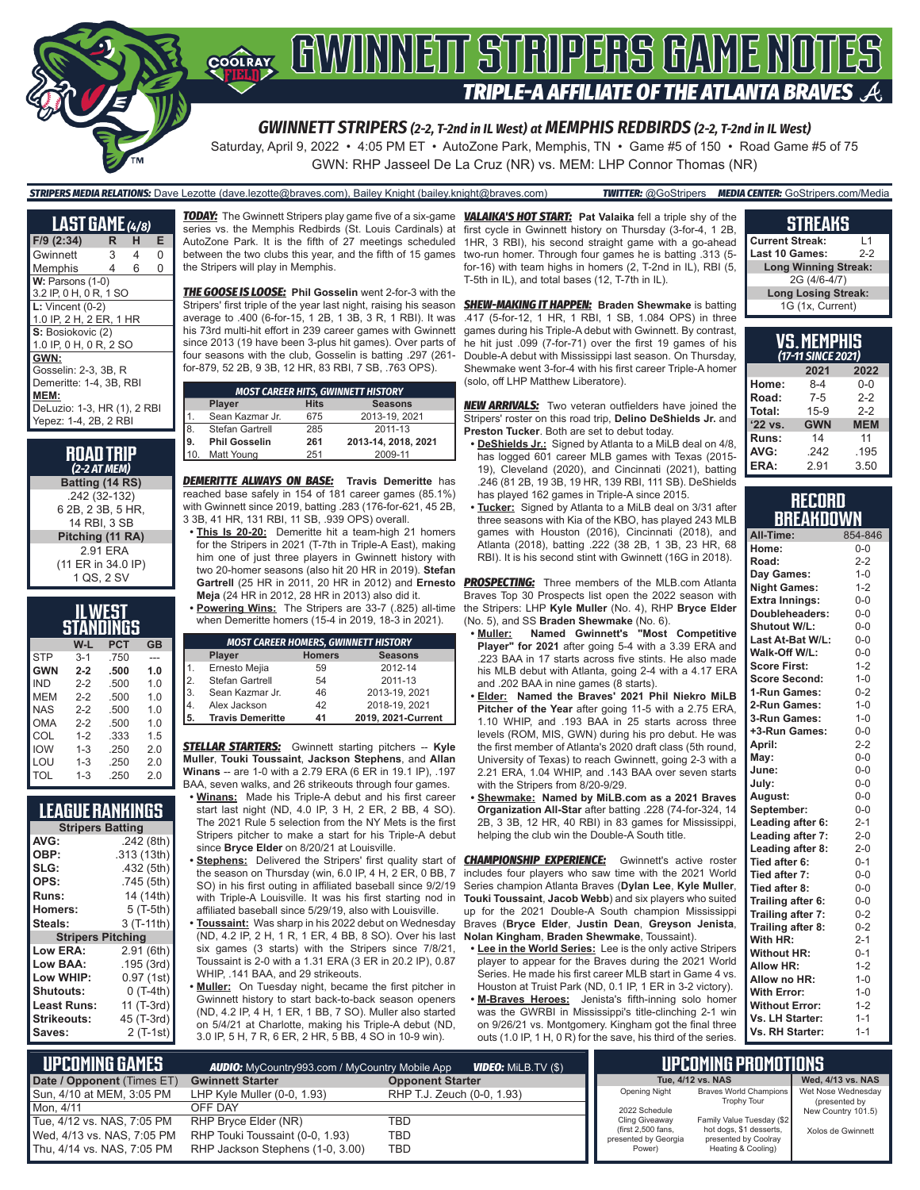# GWINNETT STRIPERS GAME NOTES

## TRIPLE-A AFFILIATE OF THE ATLANTA BRAVES

### GWINNETT STRIPERS (2-2, T-2nd in IL West) at MEMPHIS REDBIRDS (2-2, T-2nd in IL West)

Saturday, April 9, 2022 • 4:05 PM ET • AutoZone Park, Memphis, TN • Game #5 of 150 • Road Game #5 of 75

GWN: RHP Jasseel De La Cruz (NR) vs. MEM: LHP Connor Thomas (NR)

**STRIPERS MEDIA RELATIONS:** Dave Lezotte (dave.lezotte@braves.com), Bailey Knight (bailey.knight@braves.com) **TWITTER:** @GoStripers **MEDIA CENTER:** GoStripers.com/Media

## LAST GAME (4/8)

| F/9 (2:34) | R | H | E |
|---|---|---|---|
| Gwinnett | 3 | 4 | 0 |
| Memphis | 4 | 6 | 0 |

**W:** Parsons (1-0)
3.2 IP, 0 H, 0 R, 1 SO

**L:** Vincent (0-2)
1.0 IP, 2 H, 2 ER, 1 HR

**S:** Bosiokovic (2)
1.0 IP, 0 H, 0 R, 2 SO

**GWN:**
Gosselin: 2-3, 3B, R
Demeritte: 1-4, 3B, RBI

**MEM:**
DeLuzio: 1-3, HR (1), 2 RBI
Yepez: 1-4, 2B, 2 RBI

## ROAD TRIP (2-2 AT MEM)

**Batting (14 RS)**
.242 (32-132)
6 2B, 2 3B, 5 HR,
14 RBI, 3 SB

**Pitching (11 RA)**
2.91 ERA
(11 ER in 34.0 IP)
1 QS, 2 SV

## IL WEST STANDINGS

| | W-L | PCT | GB |
|---|---|---|---|
| STP | 3-1 | .750 | --- |
| **GWN** | **2-2** | **.500** | **1.0** |
| IND | 2-2 | .500 | 1.0 |
| MEM | 2-2 | .500 | 1.0 |
| NAS | 2-2 | .500 | 1.0 |
| OMA | 2-2 | .500 | 1.0 |
| COL | 1-2 | .333 | 1.5 |
| IOW | 1-3 | .250 | 2.0 |
| LOU | 1-3 | .250 | 2.0 |
| TOL | 1-3 | .250 | 2.0 |

## LEAGUE RANKINGS

| Stripers Batting | |
|---|---|
| AVG: | .242 (8th) |
| OBP: | .313 (13th) |
| SLG: | .432 (5th) |
| OPS: | .745 (5th) |
| Runs: | 14 (14th) |
| Homers: | 5 (T-5th) |
| Steals: | 3 (T-11th) |
| **Stripers Pitching** | |
| Low ERA: | 2.91 (6th) |
| Low BAA: | .195 (3rd) |
| Low WHIP: | 0.97 (1st) |
| Shutouts: | 0 (T-4th) |
| Least Runs: | 11 (T-3rd) |
| Strikeouts: | 45 (T-3rd) |
| Saves: | 2 (T-1st) |

***TODAY:*** The Gwinnett Stripers play game five of a six-game series vs. the Memphis Redbirds (St. Louis Cardinals) at AutoZone Park. It is the fifth of 27 meetings scheduled between the two clubs this year, and the fifth of 15 games the Stripers will play in Memphis.

***THE GOOSE IS LOOSE:*** **Phil Gosselin** went 2-for-3 with the Stripers' first triple of the year last night, raising his season average to .400 (6-for-15, 1 2B, 1 3B, 3 R, 1 RBI). It was his 73rd multi-hit effort in 239 career games with Gwinnett since 2013 (19 have been 3-plus hit games). Over parts of four seasons with the club, Gosselin is batting .297 (261-for-879, 52 2B, 9 3B, 12 HR, 83 RBI, 7 SB, .763 OPS).

| MOST CAREER HITS, GWINNETT HISTORY | | | |
|---|---|---|---|
| | **Player** | **Hits** | **Seasons** |
| 1. | Sean Kazmar Jr. | 675 | 2013-19, 2021 |
| 8. | Stefan Gartrell | 285 | 2011-13 |
| **9.** | **Phil Gosselin** | **261** | **2013-14, 2018, 2021** |
| 10. | Matt Young | 251 | 2009-11 |

***DEMERITTE ALWAYS ON BASE:*** **Travis Demeritte** has reached base safely in 154 of 181 career games (85.1%) with Gwinnett since 2019, batting .283 (176-for-621, 45 2B, 3 3B, 41 HR, 131 RBI, 11 SB, .939 OPS) overall.

- **This Is 20-20:** Demeritte hit a team-high 21 homers for the Stripers in 2021 (T-7th in Triple-A East), making him one of just three players in Gwinnett history with two 20-homer seasons (also hit 20 HR in 2019). **Stefan Gartrell** (25 HR in 2011, 20 HR in 2012) and **Ernesto Mejia** (24 HR in 2012, 28 HR in 2013) also did it.
- **Powering Wins:** The Stripers are 33-7 (.825) all-time when Demeritte homers (15-4 in 2019, 18-3 in 2021).

| MOST CAREER HOMERS, GWINNETT HISTORY | | | |
|---|---|---|---|
| | **Player** | **Homers** | **Seasons** |
| 1. | Ernesto Mejia | 59 | 2012-14 |
| 2. | Stefan Gartrell | 54 | 2011-13 |
| 3. | Sean Kazmar Jr. | 46 | 2013-19, 2021 |
| 4. | Alex Jackson | 42 | 2018-19, 2021 |
| **5.** | **Travis Demeritte** | **41** | **2019, 2021-Current** |

***STELLAR STARTERS:*** Gwinnett starting pitchers -- **Kyle Muller**, **Touki Toussaint**, **Jackson Stephens**, and **Allan Winans** -- are 1-0 with a 2.79 ERA (6 ER in 19.1 IP), .197 BAA, seven walks, and 26 strikeouts through four games.

- **Winans:** Made his Triple-A debut and his first career start last night (ND, 4.0 IP, 3 H, 2 ER, 2 BB, 4 SO). The 2021 Rule 5 selection from the NY Mets is the first Stripers pitcher to make a start for his Triple-A debut since **Bryce Elder** on 8/21/21 at Louisville.
- **Stephens:** Delivered the Stripers' first quality start of the season on Thursday (win, 6.0 IP, 4 H, 2 ER, 0 BB, 7 SO) in his first outing in affiliated baseball since 9/2/19 with Triple-A Louisville. It was his first starting nod in affiliated baseball since 5/29/19, also with Louisville.
- **Toussaint:** Was sharp in his 2022 debut on Wednesday (ND, 4.2 IP, 2 H, 1 R, 1 ER, 4 BB, 8 SO). Over his last six games (3 starts) with the Stripers since 7/8/21, Toussaint is 2-0 with a 1.31 ERA (3 ER in 20.2 IP), 0.87 WHIP, .141 BAA, and 29 strikeouts.
- **Muller:** On Tuesday night, became the first pitcher in Gwinnett history to start back-to-back season openers (ND, 4.2 IP, 4 H, 1 ER, 1 BB, 7 SO). Muller also started on 5/4/21 at Charlotte, making his Triple-A debut (ND, 3.0 IP, 5 H, 7 R, 6 ER, 2 HR, 5 BB, 4 SO in 10-9 win).

***VALAIKA'S HOT START:*** **Pat Valaika** fell a triple shy of the first cycle in Gwinnett history on Thursday (3-for-4, 1 2B, 1HR, 3 RBI), his second straight game with a go-ahead two-run homer. Through four games he is batting .313 (5-for-16) with team highs in homers (2, T-2nd in IL), RBI (5, T-5th in IL), and total bases (12, T-7th in IL).

***SHEW-MAKING IT HAPPEN:*** **Braden Shewmake** is batting .417 (5-for-12, 1 HR, 1 RBI, 1 SB, 1.084 OPS) in three games during his Triple-A debut with Gwinnett. By contrast, he hit just .099 (7-for-71) over the first 19 games of his Double-A debut with Mississippi last season. On Thursday, Shewmake went 3-for-4 with his first career Triple-A homer (solo, off LHP Matthew Liberatore).

***NEW ARRIVALS:*** Two veteran outfielders have joined the Stripers' roster on this road trip, **Delino DeShields Jr.** and **Preston Tucker**. Both are set to debut today.

- **DeShields Jr.:** Signed by Atlanta to a MiLB deal on 4/8, has logged 601 career MLB games with Texas (2015-19), Cleveland (2020), and Cincinnati (2021), batting .246 (81 2B, 19 3B, 19 HR, 139 RBI, 111 SB). DeShields has played 162 games in Triple-A since 2015.
- **Tucker:** Signed by Atlanta to a MiLB deal on 3/31 after three seasons with Kia of the KBO, has played 243 MLB games with Houston (2016), Cincinnati (2018), and Atlanta (2018), batting .222 (38 2B, 1 3B, 23 HR, 68 RBI). This is his second stint with Gwinnett (16G in 2018).

***PROSPECTING:*** Three members of the MLB.com Atlanta Braves Top 30 Prospects list open the 2022 season with the Stripers: LHP **Kyle Muller** (No. 4), RHP **Bryce Elder** (No. 5), and SS **Braden Shewmake** (No. 6).

- **Muller:** Named Gwinnett's "Most Competitive Player" for 2021 after going 5-4 with a 3.39 ERA and .223 BAA in 17 starts across five stints. He also made his MLB debut with Atlanta, going 2-4 with a 4.17 ERA and .202 BAA in nine games (8 starts).
- **Elder:** **Named the Braves' 2021 Phil Niekro MiLB Pitcher of the Year** after going 11-5 with a 2.75 ERA, 1.10 WHIP, and .193 BAA in 25 starts across three levels (ROM, MIS, GWN) during his pro debut. He was the first member of Atlanta's 2020 draft class (5th round, University of Texas) to reach Gwinnett, going 2-3 with a 2.21 ERA, 1.04 WHIP, and .143 BAA over seven starts with the Stripers from 8/20-9/29.
- **Shewmake:** **Named by MiLB.com as a 2021 Braves Organization All-Star** after batting .228 (74-for-324, 14 2B, 3 3B, 12 HR, 40 RBI) in 83 games for Mississippi, helping the club win the Double-A South title.

***CHAMPIONSHIP EXPERIENCE:*** Gwinnett's active roster includes four players who saw time with the 2021 World Series champion Atlanta Braves (**Dylan Lee, Kyle Muller, Touki Toussaint, Jacob Webb**) and six players who suited up for the 2021 Double-A South champion Mississippi Braves (**Bryce Elder, Justin Dean, Greyson Jenista, Nolan Kingham, Braden Shewmake**, Toussaint).

- **Lee in the World Series:** Lee is the only active Stripers player to appear for the Braves during the 2021 World Series. He made his first career MLB start in Game 4 vs. Houston at Truist Park (ND, 0.1 IP, 1 ER in 3-2 victory).
- **M-Braves Heroes:** Jenista's fifth-inning solo homer was the GWRBI in Mississippi's title-clinching 2-1 win on 9/26/21 vs. Montgomery. Kingham got the final three outs (1.0 IP, 1 H, 0 R) for the save, his third of the series.

## STREAKS

| | |
|---|---|
| Current Streak: | L1 |
| Last 10 Games: | 2-2 |
| **Long Winning Streak:** | |
| 2G (4/6-4/7) | |
| **Long Losing Streak:** | |
| 1G (1x, Current) | |

## VS. MEMPHIS (17-11 SINCE 2021)

| | 2021 | 2022 |
|---|---|---|
| Home: | 8-4 | 0-0 |
| Road: | 7-5 | 2-2 |
| Total: | 15-9 | 2-2 |
| **'22 vs.** | **GWN** | **MEM** |
| Runs: | 14 | 11 |
| AVG: | .242 | .195 |
| ERA: | 2.91 | 3.50 |

## RECORD BREAKDOWN

| | |
|---|---|
| All-Time: | 854-846 |
| Home: | 0-0 |
| Road: | 2-2 |
| Day Games: | 1-0 |
| Night Games: | 1-2 |
| Extra Innings: | 0-0 |
| Doubleheaders: | 0-0 |
| Shutout W/L: | 0-0 |
| Last At-Bat W/L: | 0-0 |
| Walk-Off W/L: | 0-0 |
| Score First: | 1-2 |
| Score Second: | 1-0 |
| 1-Run Games: | 0-2 |
| 2-Run Games: | 1-0 |
| 3-Run Games: | 1-0 |
| +3-Run Games: | 0-0 |
| April: | 2-2 |
| May: | 0-0 |
| June: | 0-0 |
| July: | 0-0 |
| August: | 0-0 |
| September: | 0-0 |
| Leading after 6: | 2-1 |
| Leading after 7: | 2-0 |
| Leading after 8: | 2-0 |
| Tied after 6: | 0-1 |
| Tied after 7: | 0-0 |
| Tied after 8: | 0-0 |
| Trailing after 6: | 0-0 |
| Trailing after 7: | 0-2 |
| Trailing after 8: | 0-2 |
| With HR: | 2-1 |
| Without HR: | 0-1 |
| Allow HR: | 1-2 |
| Allow no HR: | 1-0 |
| With Error: | 1-0 |
| Without Error: | 1-2 |
| Vs. LH Starter: | 1-1 |
| Vs. RH Starter: | 1-1 |

## UPCOMING GAMES

**AUDIO:** MyCountry993.com / MyCountry Mobile App **VIDEO:** MiLB.TV ($)

| Date / Opponent (Times ET) | Gwinnett Starter | Opponent Starter |
|---|---|---|
| Sun, 4/10 at MEM, 3:05 PM | LHP Kyle Muller (0-0, 1.93) | RHP T.J. Zeuch (0-0, 1.93) |
| Mon, 4/11 | OFF DAY | |
| Tue, 4/12 vs. NAS, 7:05 PM | RHP Bryce Elder (NR) | TBD |
| Wed, 4/13 vs. NAS, 7:05 PM | RHP Touki Toussaint (0-0, 1.93) | TBD |
| Thu, 4/14 vs. NAS, 7:05 PM | RHP Jackson Stephens (1-0, 3.00) | TBD |

## UPCOMING PROMOTIONS

| Tue, 4/12 vs. NAS | | Wed, 4/13 vs. NAS |
|---|---|---|
| Opening Night | Braves World Champions Trophy Tour | Wet Nose Wednesday (presented by New Country 101.5) |
| 2022 Schedule Cling Giveaway (first 2,500 fans, presented by Georgia Power) | Family Value Tuesday ($2 hot dogs, $1 desserts, presented by Coolray Heating & Cooling) | Xolos de Gwinnett |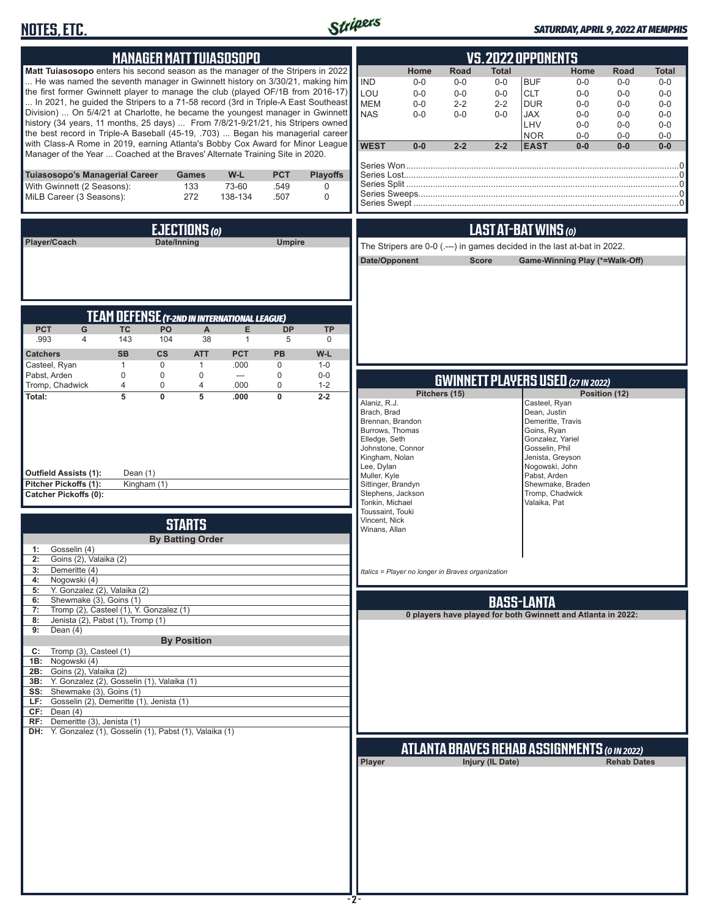# NOTES, ETC.

*SATURDAY, APRIL 9, 2022 AT MEMPHIS*

## MANAGER MATT TUIASOSOPO

**Matt Tuiasosopo** enters his second season as the manager of the Stripers in 2022 ... He was named the seventh manager in Gwinnett history on 3/30/21, making him the first former Gwinnett player to manage the club (played OF/1B from 2016-17) ... In 2021, he guided the Stripers to a 71-58 record (3rd in Triple-A East Southeast Division) ... On 5/4/21 at Charlotte, he became the youngest manager in Gwinnett history (34 years, 11 months, 25 days) ... From 7/8/21-9/21/21, his Stripers owned the best record in Triple-A Baseball (45-19, .703) ... Began his managerial career with Class-A Rome in 2019, earning Atlanta's Bobby Cox Award for Minor League Manager of the Year ... Coached at the Braves' Alternate Training Site in 2020.

| Tuiasosopo's Managerial Career | Games | W-L | PCT | Playoffs |
|---|---|---|---|---|
| With Gwinnett (2 Seasons): | 133 | 73-60 | .549 | 0 |
| MiLB Career (3 Seasons): | 272 | 138-134 | .507 | 0 |

## EJECTIONS (0)

| Player/Coach | Date/Inning | Umpire |
|---|---|---|

## TEAM DEFENSE (T-2ND IN INTERNATIONAL LEAGUE)

| PCT | G | TC | PO | A | E | DP | TP |
|---|---|---|---|---|---|---|---|
| .993 | 4 | 143 | 104 | 38 | 1 | 5 | 0 |

| Catchers | SB | CS | ATT | PCT | PB | W-L |
|---|---|---|---|---|---|---|
| Casteel, Ryan | 1 | 0 | 1 | .000 | 0 | 1-0 |
| Pabst, Arden | 0 | 0 | 0 | --- | 0 | 0-0 |
| Tromp, Chadwick | 4 | 0 | 4 | .000 | 0 | 1-2 |
| **Total:** | **5** | **0** | **5** | **.000** | **0** | **2-2** |

**Outfield Assists (1):** Dean (1)
**Pitcher Pickoffs (1):** Kingham (1)
**Catcher Pickoffs (0):**

## STARTS

**By Batting Order**

| | |
|---|---|
| 1: | Gosselin (4) |
| 2: | Goins (2), Valaika (2) |
| 3: | Demeritte (4) |
| 4: | Nogowski (4) |
| 5: | Y. Gonzalez (2), Valaika (2) |
| 6: | Shewmake (3), Goins (1) |
| 7: | Tromp (2), Casteel (1), Y. Gonzalez (1) |
| 8: | Jenista (2), Pabst (1), Tromp (1) |
| 9: | Dean (4) |

**By Position**

| | |
|---|---|
| C: | Tromp (3), Casteel (1) |
| 1B: | Nogowski (4) |
| 2B: | Goins (2), Valaika (2) |
| 3B: | Y. Gonzalez (2), Gosselin (1), Valaika (1) |
| SS: | Shewmake (3), Goins (1) |
| LF: | Gosselin (2), Demeritte (1), Jenista (1) |
| CF: | Dean (4) |
| RF: | Demeritte (3), Jenista (1) |
| DH: | Y. Gonzalez (1), Gosselin (1), Pabst (1), Valaika (1) |

## VS. 2022 OPPONENTS

| | Home | Road | Total | | Home | Road | Total |
|---|---|---|---|---|---|---|---|
| IND | 0-0 | 0-0 | 0-0 | BUF | 0-0 | 0-0 | 0-0 |
| LOU | 0-0 | 0-0 | 0-0 | CLT | 0-0 | 0-0 | 0-0 |
| MEM | 0-0 | 2-2 | 2-2 | DUR | 0-0 | 0-0 | 0-0 |
| NAS | 0-0 | 0-0 | 0-0 | JAX | 0-0 | 0-0 | 0-0 |
| | | | | LHV | 0-0 | 0-0 | 0-0 |
| | | | | NOR | 0-0 | 0-0 | 0-0 |
| **WEST** | **0-0** | **2-2** | **2-2** | **EAST** | **0-0** | **0-0** | **0-0** |

Series Won....0
Series Lost....0
Series Split....0
Series Sweeps....0
Series Swept....0

## LAST AT-BAT WINS (0)

The Stripers are 0-0 (.---) in games decided in the last at-bat in 2022.

| Date/Opponent | Score | Game-Winning Play (*=Walk-Off) |
|---|---|---|

## GWINNETT PLAYERS USED (27 IN 2022)

| Pitchers (15) | Position (12) |
|---|---|
| Alaniz, R.J. | Casteel, Ryan |
| Brach, Brad | Dean, Justin |
| Brennan, Brandon | Demeritte, Travis |
| Burrows, Thomas | Goins, Ryan |
| Elledge, Seth | Gonzalez, Yariel |
| Johnstone, Connor | Gosselin, Phil |
| Kingham, Nolan | Jenista, Greyson |
| Lee, Dylan | Nogowski, John |
| Muller, Kyle | Pabst, Arden |
| Sittinger, Brandyn | Shewmake, Braden |
| Stephens, Jackson | Tromp, Chadwick |
| Tonkin, Michael | Valaika, Pat |
| Toussaint, Touki | |
| Vincent, Nick | |
| Winans, Allan | |

*Italics = Player no longer in Braves organization*

## BASS-LANTA

**0 players have played for both Gwinnett and Atlanta in 2022:**

## ATLANTA BRAVES REHAB ASSIGNMENTS (0 IN 2022)

| Player | Injury (IL Date) | Rehab Dates |
|---|---|---|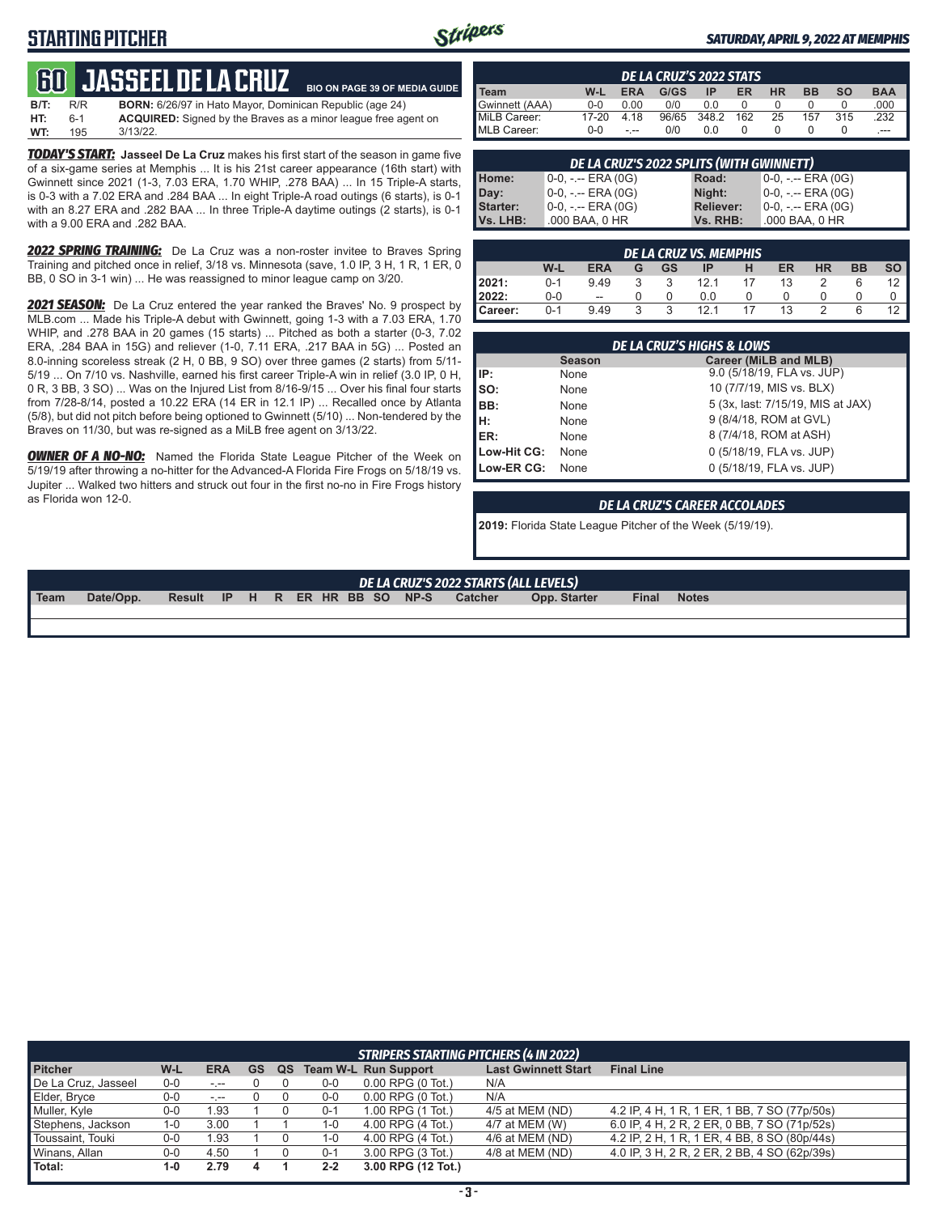# STARTING PITCHER

## 60 JASSEEL DE LA CRUZ

BIO ON PAGE 39 OF MEDIA GUIDE

**B/T:** R/R **BORN:** 6/26/97 in Hato Mayor, Dominican Republic (age 24)
**HT:** 6-1 **ACQUIRED:** Signed by the Braves as a minor league free agent on
**WT:** 195 3/13/22.

***TODAY'S START:*** **Jasseel De La Cruz** makes his first start of the season in game five of a six-game series at Memphis ... It is his 21st career appearance (16th start) with Gwinnett since 2021 (1-3, 7.03 ERA, 1.70 WHIP, .278 BAA) ... In 15 Triple-A starts, is 0-3 with a 7.02 ERA and .284 BAA ... In eight Triple-A road outings (6 starts), is 0-1 with an 8.27 ERA and .282 BAA ... In three Triple-A daytime outings (2 starts), is 0-1 with a 9.00 ERA and .282 BAA.

***2022 SPRING TRAINING:*** De La Cruz was a non-roster invitee to Braves Spring Training and pitched once in relief, 3/18 vs. Minnesota (save, 1.0 IP, 3 H, 1 R, 1 ER, 0 BB, 0 SO in 3-1 win) ... He was reassigned to minor league camp on 3/20.

***2021 SEASON:*** De La Cruz entered the year ranked the Braves' No. 9 prospect by MLB.com ... Made his Triple-A debut with Gwinnett, going 1-3 with a 7.03 ERA, 1.70 WHIP, and .278 BAA in 20 games (15 starts) ... Pitched as both a starter (0-3, 7.02 ERA, .284 BAA in 15G) and reliever (1-0, 7.11 ERA, .217 BAA in 5G) ... Posted an 8.0-inning scoreless streak (2 H, 0 BB, 9 SO) over three games (2 starts) from 5/11-5/19 ... On 7/10 vs. Nashville, earned his first career Triple-A win in relief (3.0 IP, 0 H, 0 R, 3 BB, 3 SO) ... Was on the Injured List from 8/16-9/15 ... Over his final four starts from 7/28-8/14, posted a 10.22 ERA (14 ER in 12.1 IP) ... Recalled once by Atlanta (5/8), but did not pitch before being optioned to Gwinnett (5/10) ... Non-tendered by the Braves on 11/30, but was re-signed as a MiLB free agent on 3/13/22.

***OWNER OF A NO-NO:*** Named the Florida State League Pitcher of the Week on 5/19/19 after throwing a no-hitter for the Advanced-A Florida Fire Frogs on 5/18/19 vs. Jupiter ... Walked two hitters and struck out four in the first no-no in Fire Frogs history as Florida won 12-0.

### DE LA CRUZ'S 2022 STATS

| Team | W-L | ERA | G/GS | IP | ER | HR | BB | SO | BAA |
|---|---|---|---|---|---|---|---|---|---|
| Gwinnett (AAA) | 0-0 | 0.00 | 0/0 | 0.0 | 0 | 0 | 0 | 0 | .000 |
| MiLB Career: | 17-20 | 4.18 | 96/65 | 348.2 | 162 | 25 | 157 | 315 | .232 |
| MLB Career: | 0-0 | -.-- | 0/0 | 0.0 | 0 | 0 | 0 | 0 | .--- |

### DE LA CRUZ'S 2022 SPLITS (WITH GWINNETT)

| | | | |
|---|---|---|---|
| Home: | 0-0, -.-- ERA (0G) | Road: | 0-0, -.-- ERA (0G) |
| Day: | 0-0, -.-- ERA (0G) | Night: | 0-0, -.-- ERA (0G) |
| Starter: | 0-0, -.-- ERA (0G) | Reliever: | 0-0, -.-- ERA (0G) |
| Vs. LHB: | .000 BAA, 0 HR | Vs. RHB: | .000 BAA, 0 HR |

### DE LA CRUZ VS. MEMPHIS

| | W-L | ERA | G | GS | IP | H | ER | HR | BB | SO |
|---|---|---|---|---|---|---|---|---|---|---|
| 2021: | 0-1 | 9.49 | 3 | 3 | 12.1 | 17 | 13 | 2 | 6 | 12 |
| 2022: | 0-0 | -- | 0 | 0 | 0.0 | 0 | 0 | 0 | 0 | 0 |
| Career: | 0-1 | 9.49 | 3 | 3 | 12.1 | 17 | 13 | 2 | 6 | 12 |

### DE LA CRUZ'S HIGHS & LOWS

| | Season | Career (MiLB and MLB) |
|---|---|---|
| IP: | None | 9.0 (5/18/19, FLA vs. JUP) |
| SO: | None | 10 (7/7/19, MIS vs. BLX) |
| BB: | None | 5 (3x, last: 7/15/19, MIS at JAX) |
| H: | None | 9 (8/4/18, ROM at GVL) |
| ER: | None | 8 (7/4/18, ROM at ASH) |
| Low-Hit CG: | None | 0 (5/18/19, FLA vs. JUP) |
| Low-ER CG: | None | 0 (5/18/19, FLA vs. JUP) |

### DE LA CRUZ'S CAREER ACCOLADES

**2019:** Florida State League Pitcher of the Week (5/19/19).

### DE LA CRUZ'S 2022 STARTS (ALL LEVELS)

| Team | Date/Opp. | Result | IP | H | R | ER | HR | BB | SO | NP-S | Catcher | Opp. Starter | Final | Notes |
|---|---|---|---|---|---|---|---|---|---|---|---|---|---|---|

### STRIPERS STARTING PITCHERS (4 IN 2022)

| Pitcher | W-L | ERA | GS | QS | Team W-L | Run Support | Last Gwinnett Start | Final Line |
|---|---|---|---|---|---|---|---|---|
| De La Cruz, Jasseel | 0-0 | -.-- | 0 | 0 | 0-0 | 0.00 RPG (0 Tot.) | N/A | |
| Elder, Bryce | 0-0 | -.-- | 0 | 0 | 0-0 | 0.00 RPG (0 Tot.) | N/A | |
| Muller, Kyle | 0-0 | 1.93 | 1 | 0 | 0-1 | 1.00 RPG (1 Tot.) | 4/5 at MEM (ND) | 4.2 IP, 4 H, 1 R, 1 ER, 1 BB, 7 SO (77p/50s) |
| Stephens, Jackson | 1-0 | 3.00 | 1 | 1 | 1-0 | 4.00 RPG (4 Tot.) | 4/7 at MEM (W) | 6.0 IP, 4 H, 2 R, 2 ER, 0 BB, 7 SO (71p/52s) |
| Toussaint, Touki | 0-0 | 1.93 | 1 | 0 | 1-0 | 4.00 RPG (4 Tot.) | 4/6 at MEM (ND) | 4.2 IP, 2 H, 1 R, 1 ER, 4 BB, 8 SO (80p/44s) |
| Winans, Allan | 0-0 | 4.50 | 1 | 0 | 0-1 | 3.00 RPG (3 Tot.) | 4/8 at MEM (ND) | 4.0 IP, 3 H, 2 R, 2 ER, 2 BB, 4 SO (62p/39s) |
| **Total:** | **1-0** | **2.79** | **4** | **1** | **2-2** | **3.00 RPG (12 Tot.)** | | |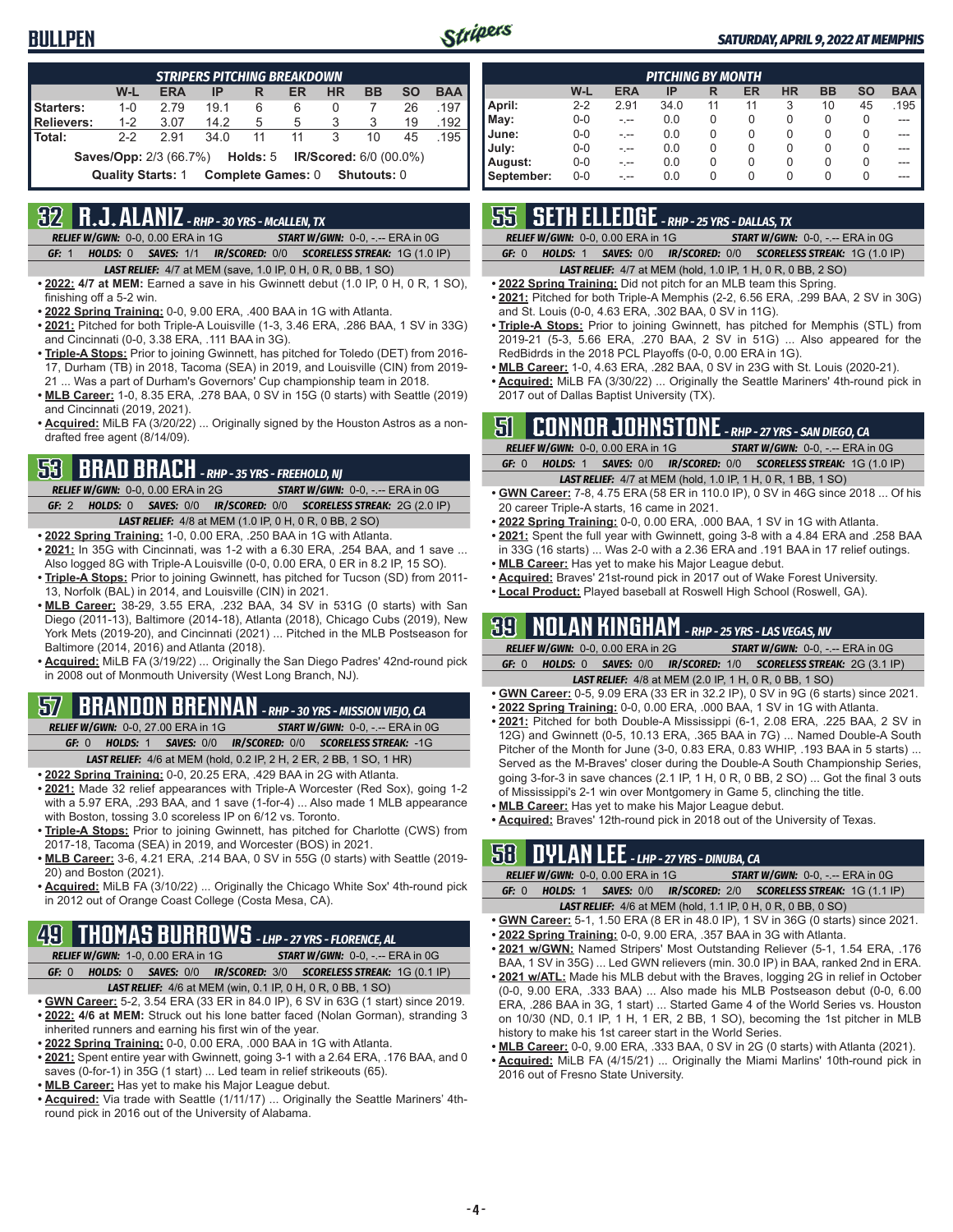# BULLPEN

**SATURDAY, APRIL 9, 2022 AT MEMPHIS**

| STRIPERS PITCHING BREAKDOWN | W-L | ERA | IP | R | ER | HR | BB | SO | BAA |
|---|---|---|---|---|---|---|---|---|---|
| Starters: | 1-0 | 2.79 | 19.1 | 6 | 6 | 0 | 7 | 26 | .197 |
| Relievers: | 1-2 | 3.07 | 14.2 | 5 | 5 | 3 | 3 | 19 | .192 |
| Total: | 2-2 | 2.91 | 34.0 | 11 | 11 | 3 | 10 | 45 | .195 |

Saves/Opp: 2/3 (66.7%) Holds: 5 IR/Scored: 6/0 (00.0%)

Quality Starts: 1 Complete Games: 0 Shutouts: 0

| PITCHING BY MONTH | W-L | ERA | IP | R | ER | HR | BB | SO | BAA |
|---|---|---|---|---|---|---|---|---|---|
| April: | 2-2 | 2.91 | 34.0 | 11 | 11 | 3 | 10 | 45 | .195 |
| May: | 0-0 | -.-- | 0.0 | 0 | 0 | 0 | 0 | 0 | --- |
| June: | 0-0 | -.-- | 0.0 | 0 | 0 | 0 | 0 | 0 | --- |
| July: | 0-0 | -.-- | 0.0 | 0 | 0 | 0 | 0 | 0 | --- |
| August: | 0-0 | -.-- | 0.0 | 0 | 0 | 0 | 0 | 0 | --- |
| September: | 0-0 | -.-- | 0.0 | 0 | 0 | 0 | 0 | 0 | --- |

## 32 R.J. ALANIZ - RHP - 30 YRS - McALLEN, TX

*RELIEF W/GWN:* 0-0, 0.00 ERA in 1G *START W/GWN:* 0-0, -.-- ERA in 0G
*GF:* 1 *HOLDS:* 0 *SAVES:* 1/1 *IR/SCORED:* 0/0 *SCORELESS STREAK:* 1G (1.0 IP)
*LAST RELIEF:* 4/7 at MEM (save, 1.0 IP, 0 H, 0 R, 0 BB, 1 SO)

- **2022: 4/7 at MEM:** Earned a save in his Gwinnett debut (1.0 IP, 0 H, 0 R, 1 SO), finishing off a 5-2 win.
- **2022 Spring Training:** 0-0, 9.00 ERA, .400 BAA in 1G with Atlanta.
- **2021:** Pitched for both Triple-A Louisville (1-3, 3.46 ERA, .286 BAA, 1 SV in 33G) and Cincinnati (0-0, 3.38 ERA, .111 BAA in 3G).
- **Triple-A Stops:** Prior to joining Gwinnett, has pitched for Toledo (DET) from 2016-17, Durham (TB) in 2018, Tacoma (SEA) in 2019, and Louisville (CIN) from 2019-21 ... Was a part of Durham's Governors' Cup championship team in 2018.
- **MLB Career:** 1-0, 8.35 ERA, .278 BAA, 0 SV in 15G (0 starts) with Seattle (2019) and Cincinnati (2019, 2021).
- **Acquired:** MiLB FA (3/20/22) ... Originally signed by the Houston Astros as a non-drafted free agent (8/14/09).

## 53 BRAD BRACH - RHP - 35 YRS - FREEHOLD, NJ

*RELIEF W/GWN:* 0-0, 0.00 ERA in 2G *START W/GWN:* 0-0, -.-- ERA in 0G
*GF:* 2 *HOLDS:* 0 *SAVES:* 0/0 *IR/SCORED:* 0/0 *SCORELESS STREAK:* 2G (2.0 IP)
*LAST RELIEF:* 4/8 at MEM (1.0 IP, 0 H, 0 R, 0 BB, 2 SO)

- **2022 Spring Training:** 1-0, 0.00 ERA, .250 BAA in 1G with Atlanta.
- **2021:** In 35G with Cincinnati, was 1-2 with a 6.30 ERA, .254 BAA, and 1 save ... Also logged 8G with Triple-A Louisville (0-0, 0.00 ERA, 0 ER in 8.2 IP, 15 SO).
- **Triple-A Stops:** Prior to joining Gwinnett, has pitched for Tucson (SD) from 2011-13, Norfolk (BAL) in 2014, and Louisville (CIN) in 2021.
- **MLB Career:** 38-29, 3.55 ERA, .232 BAA, 34 SV in 531G (0 starts) with San Diego (2011-13), Baltimore (2014-18), Atlanta (2018), Chicago Cubs (2019), New York Mets (2019-20), and Cincinnati (2021) ... Pitched in the MLB Postseason for Baltimore (2014, 2016) and Atlanta (2018).
- **Acquired:** MiLB FA (3/19/22) ... Originally the San Diego Padres' 42nd-round pick in 2008 out of Monmouth University (West Long Branch, NJ).

## 57 BRANDON BRENNAN - RHP - 30 YRS - MISSION VIEJO, CA

*RELIEF W/GWN:* 0-0, 27.00 ERA in 1G *START W/GWN:* 0-0, -.-- ERA in 0G
*GF:* 0 *HOLDS:* 1 *SAVES:* 0/0 *IR/SCORED:* 0/0 *SCORELESS STREAK:* -1G
*LAST RELIEF:* 4/6 at MEM (hold, 0.2 IP, 2 H, 2 ER, 2 BB, 1 SO, 1 HR)

- **2022 Spring Training:** 0-0, 20.25 ERA, .429 BAA in 2G with Atlanta.
- **2021:** Made 32 relief appearances with Triple-A Worcester (Red Sox), going 1-2 with a 5.97 ERA, .293 BAA, and 1 save (1-for-4) ... Also made 1 MLB appearance with Boston, tossing 3.0 scoreless IP on 6/12 vs. Toronto.
- **Triple-A Stops:** Prior to joining Gwinnett, has pitched for Charlotte (CWS) from 2017-18, Tacoma (SEA) in 2019, and Worcester (BOS) in 2021.
- **MLB Career:** 3-6, 4.21 ERA, .214 BAA, 0 SV in 55G (0 starts) with Seattle (2019-20) and Boston (2021).
- **Acquired:** MiLB FA (3/10/22) ... Originally the Chicago White Sox' 4th-round pick in 2012 out of Orange Coast College (Costa Mesa, CA).

## 49 THOMAS BURROWS - LHP - 27 YRS - FLORENCE, AL

*RELIEF W/GWN:* 1-0, 0.00 ERA in 1G *START W/GWN:* 0-0, -.-- ERA in 0G
*GF:* 0 *HOLDS:* 0 *SAVES:* 0/0 *IR/SCORED:* 3/0 *SCORELESS STREAK:* 1G (0.1 IP)
*LAST RELIEF:* 4/6 at MEM (win, 0.1 IP, 0 H, 0 R, 0 BB, 1 SO)

- **GWN Career:** 5-2, 3.54 ERA (33 ER in 84.0 IP), 6 SV in 63G (1 start) since 2019.
- **2022: 4/6 at MEM:** Struck out his lone batter faced (Nolan Gorman), stranding 3 inherited runners and earning his first win of the year.
- **2022 Spring Training:** 0-0, 0.00 ERA, .000 BAA in 1G with Atlanta.
- **2021:** Spent entire year with Gwinnett, going 3-1 with a 2.64 ERA, .176 BAA, and 0 saves (0-for-1) in 35G (1 start) ... Led team in relief strikeouts (65).
- **MLB Career:** Has yet to make his Major League debut.
- **Acquired:** Via trade with Seattle (1/11/17) ... Originally the Seattle Mariners' 4th-round pick in 2016 out of the University of Alabama.

## 55 SETH ELLEDGE - RHP - 25 YRS - DALLAS, TX

*RELIEF W/GWN:* 0-0, 0.00 ERA in 1G *START W/GWN:* 0-0, -.-- ERA in 0G
*GF:* 0 *HOLDS:* 1 *SAVES:* 0/0 *IR/SCORED:* 0/0 *SCORELESS STREAK:* 1G (1.0 IP)
*LAST RELIEF:* 4/7 at MEM (hold, 1.0 IP, 1 H, 0 R, 0 BB, 2 SO)

- **2022 Spring Training:** Did not pitch for an MLB team this Spring.
- **2021:** Pitched for both Triple-A Memphis (2-2, 6.56 ERA, .299 BAA, 2 SV in 30G) and St. Louis (0-0, 4.63 ERA, .302 BAA, 0 SV in 11G).
- **Triple-A Stops:** Prior to joining Gwinnett, has pitched for Memphis (STL) from 2019-21 (5-3, 5.66 ERA, .270 BAA, 2 SV in 51G) ... Also appeared for the RedBirds in the 2018 PCL Playoffs (0-0, 0.00 ERA in 1G).
- **MLB Career:** 1-0, 4.63 ERA, .282 BAA, 0 SV in 23G with St. Louis (2020-21).
- **Acquired:** MiLB FA (3/30/22) ... Originally the Seattle Mariners' 4th-round pick in 2017 out of Dallas Baptist University (TX).

## 51 CONNOR JOHNSTONE - RHP - 27 YRS - SAN DIEGO, CA

*RELIEF W/GWN:* 0-0, 0.00 ERA in 1G *START W/GWN:* 0-0, -.-- ERA in 0G
*GF:* 0 *HOLDS:* 1 *SAVES:* 0/0 *IR/SCORED:* 0/0 *SCORELESS STREAK:* 1G (1.0 IP)
*LAST RELIEF:* 4/7 at MEM (hold, 1.0 IP, 1 H, 0 R, 1 BB, 1 SO)

- **GWN Career:** 7-8, 4.75 ERA (58 ER in 110.0 IP), 0 SV in 46G since 2018 ... Of his 20 career Triple-A starts, 16 came in 2021.
- **2022 Spring Training:** 0-0, 0.00 ERA, .000 BAA, 1 SV in 1G with Atlanta.
- **2021:** Spent the full year with Gwinnett, going 3-8 with a 4.84 ERA and .258 BAA in 33G (16 starts) ... Was 2-0 with a 2.36 ERA and .191 BAA in 17 relief outings.
- **MLB Career:** Has yet to make his Major League debut.
- **Acquired:** Braves' 21st-round pick in 2017 out of Wake Forest University.
- **Local Product:** Played baseball at Roswell High School (Roswell, GA).

## 39 NOLAN KINGHAM - RHP - 25 YRS - LAS VEGAS, NV

*RELIEF W/GWN:* 0-0, 0.00 ERA in 2G *START W/GWN:* 0-0, -.-- ERA in 0G
*GF:* 0 *HOLDS:* 0 *SAVES:* 0/0 *IR/SCORED:* 1/0 *SCORELESS STREAK:* 2G (3.1 IP)
*LAST RELIEF:* 4/8 at MEM (2.0 IP, 1 H, 0 R, 0 BB, 1 SO)

- **GWN Career:** 0-5, 9.09 ERA (33 ER in 32.2 IP), 0 SV in 9G (6 starts) since 2021.
- **2022 Spring Training:** 0-0, 0.00 ERA, .000 BAA, 1 SV in 1G with Atlanta.
- **2021:** Pitched for both Double-A Mississippi (6-1, 2.08 ERA, .225 BAA, 2 SV in 12G) and Gwinnett (0-5, 10.13 ERA, .365 BAA in 7G) ... Named Double-A South Pitcher of the Month for June (3-0, 0.83 ERA, 0.83 WHIP, .193 BAA in 5 starts) ... Served as the M-Braves' closer during the Double-A South Championship Series, going 3-for-3 in save chances (2.1 IP, 1 H, 0 R, 0 BB, 2 SO) ... Got the final 3 outs of Mississippi's 2-1 win over Montgomery in Game 5, clinching the title.
- **MLB Career:** Has yet to make his Major League debut.
- **Acquired:** Braves' 12th-round pick in 2018 out of the University of Texas.

## 58 DYLAN LEE - LHP - 27 YRS - DINUBA, CA

*RELIEF W/GWN:* 0-0, 0.00 ERA in 1G *START W/GWN:* 0-0, -.-- ERA in 0G
*GF:* 0 *HOLDS:* 1 *SAVES:* 0/0 *IR/SCORED:* 2/0 *SCORELESS STREAK:* 1G (1.1 IP)
*LAST RELIEF:* 4/6 at MEM (hold, 1.1 IP, 0 H, 0 R, 0 BB, 0 SO)

- **GWN Career:** 5-1, 1.50 ERA (8 ER in 48.0 IP), 1 SV in 36G (0 starts) since 2021.
- **2022 Spring Training:** 0-0, 9.00 ERA, .357 BAA in 3G with Atlanta.
- **2021 w/GWN:** Named Stripers' Most Outstanding Reliever (5-1, 1.54 ERA, .176 BAA, 1 SV in 35G) ... Led GWN relievers (min. 30.0 IP) in BAA, ranked 2nd in ERA.
- **2021 w/ATL:** Made his MLB debut with the Braves, logging 2G in relief in October (0-0, 9.00 ERA, .333 BAA) ... Also made his MLB Postseason debut (0-0, 6.00 ERA, .286 BAA in 3G, 1 start) ... Started Game 4 of the World Series vs. Houston on 10/30 (ND, 0.1 IP, 1 H, 1 ER, 2 BB, 1 SO), becoming the 1st pitcher in MLB history to make his 1st career start in the World Series.
- **MLB Career:** 0-0, 9.00 ERA, .333 BAA, 0 SV in 2G (0 starts) with Atlanta (2021).
- **Acquired:** MiLB FA (4/15/21) ... Originally the Miami Marlins' 10th-round pick in 2016 out of Fresno State University.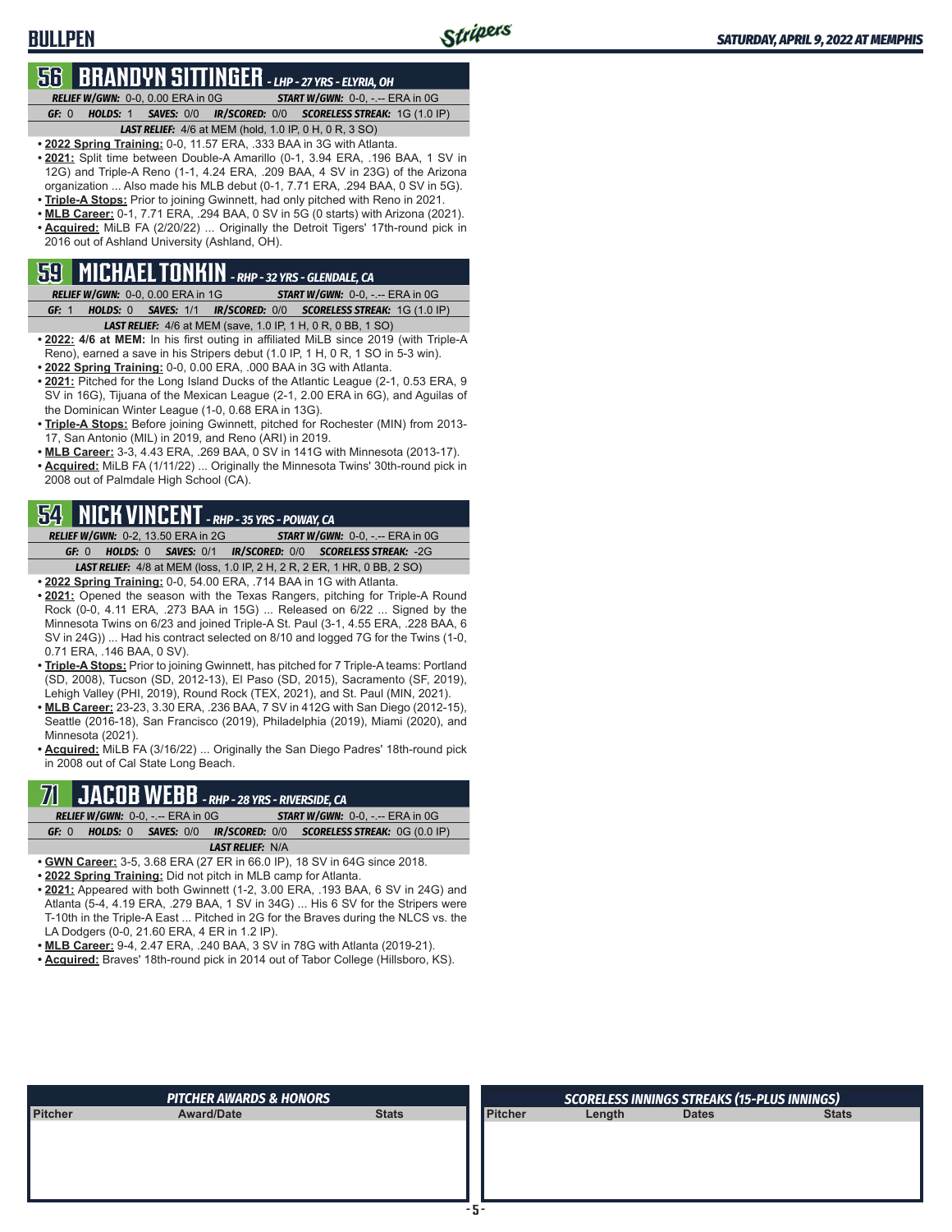## BULLPEN

## 56 BRANDYN SITTINGER - LHP - 27 YRS - ELYRIA, OH

**RELIEF W/GWN:** 0-0, 0.00 ERA in 0G **START W/GWN:** 0-0, -.-- ERA in 0G
**GF:** 0 **HOLDS:** 1 **SAVES:** 0/0 **IR/SCORED:** 0/0 **SCORELESS STREAK:** 1G (1.0 IP)
**LAST RELIEF:** 4/6 at MEM (hold, 1.0 IP, 0 H, 0 R, 3 SO)

- **2022 Spring Training:** 0-0, 11.57 ERA, .333 BAA in 3G with Atlanta.
- **2021:** Split time between Double-A Amarillo (0-1, 3.94 ERA, .196 BAA, 1 SV in 12G) and Triple-A Reno (1-1, 4.24 ERA, .209 BAA, 4 SV in 23G) of the Arizona organization ... Also made his MLB debut (0-1, 7.71 ERA, .294 BAA, 0 SV in 5G).
- **Triple-A Stops:** Prior to joining Gwinnett, had only pitched with Reno in 2021.
- **MLB Career:** 0-1, 7.71 ERA, .294 BAA, 0 SV in 5G (0 starts) with Arizona (2021).
- **Acquired:** MiLB FA (2/20/22) ... Originally the Detroit Tigers' 17th-round pick in 2016 out of Ashland University (Ashland, OH).

## 59 MICHAEL TONKIN - RHP - 32 YRS - GLENDALE, CA

**RELIEF W/GWN:** 0-0, 0.00 ERA in 1G **START W/GWN:** 0-0, -.-- ERA in 0G
**GF:** 1 **HOLDS:** 0 **SAVES:** 1/1 **IR/SCORED:** 0/0 **SCORELESS STREAK:** 1G (1.0 IP)
**LAST RELIEF:** 4/6 at MEM (save, 1.0 IP, 1 H, 0 R, 0 BB, 1 SO)

- **2022: 4/6 at MEM:** In his first outing in affiliated MiLB since 2019 (with Triple-A Reno), earned a save in his Stripers debut (1.0 IP, 1 H, 0 R, 1 SO in 5-3 win).
- **2022 Spring Training:** 0-0, 0.00 ERA, .000 BAA in 3G with Atlanta.
- **2021:** Pitched for the Long Island Ducks of the Atlantic League (2-1, 0.53 ERA, 9 SV in 16G), Tijuana of the Mexican League (2-1, 2.00 ERA in 6G), and Aguilas of the Dominican Winter League (1-0, 0.68 ERA in 13G).
- **Triple-A Stops:** Before joining Gwinnett, pitched for Rochester (MIN) from 2013-17, San Antonio (MIL) in 2019, and Reno (ARI) in 2019.
- **MLB Career:** 3-3, 4.43 ERA, .269 BAA, 0 SV in 141G with Minnesota (2013-17).
- **Acquired:** MiLB FA (1/11/22) ... Originally the Minnesota Twins' 30th-round pick in 2008 out of Palmdale High School (CA).

## 54 NICK VINCENT - RHP - 35 YRS - POWAY, CA

**RELIEF W/GWN:** 0-2, 13.50 ERA in 2G **START W/GWN:** 0-0, -.-- ERA in 0G
**GF:** 0 **HOLDS:** 0 **SAVES:** 0/1 **IR/SCORED:** 0/0 **SCORELESS STREAK:** -2G
**LAST RELIEF:** 4/8 at MEM (loss, 1.0 IP, 2 H, 2 R, 2 ER, 1 HR, 0 BB, 2 SO)

- **2022 Spring Training:** 0-0, 54.00 ERA, .714 BAA in 1G with Atlanta.
- **2021:** Opened the season with the Texas Rangers, pitching for Triple-A Round Rock (0-0, 4.11 ERA, .273 BAA in 15G) ... Released on 6/22 ... Signed by the Minnesota Twins on 6/23 and joined Triple-A St. Paul (3-1, 4.55 ERA, .228 BAA, 6 SV in 24G)) ... Had his contract selected on 8/10 and logged 7G for the Twins (1-0, 0.71 ERA, .146 BAA, 0 SV).
- **Triple-A Stops:** Prior to joining Gwinnett, has pitched for 7 Triple-A teams: Portland (SD, 2008), Tucson (SD, 2012-13), El Paso (SD, 2015), Sacramento (SF, 2019), Lehigh Valley (PHI, 2019), Round Rock (TEX, 2021), and St. Paul (MIN, 2021).
- **MLB Career:** 23-23, 3.30 ERA, .236 BAA, 7 SV in 412G with San Diego (2012-15), Seattle (2016-18), San Francisco (2019), Philadelphia (2019), Miami (2020), and Minnesota (2021).
- **Acquired:** MiLB FA (3/16/22) ... Originally the San Diego Padres' 18th-round pick in 2008 out of Cal State Long Beach.

## 71 JACOB WEBB - RHP - 28 YRS - RIVERSIDE, CA

**RELIEF W/GWN:** 0-0, -.-- ERA in 0G **START W/GWN:** 0-0, -.-- ERA in 0G
**GF:** 0 **HOLDS:** 0 **SAVES:** 0/0 **IR/SCORED:** 0/0 **SCORELESS STREAK:** 0G (0.0 IP)
**LAST RELIEF:** N/A

- **GWN Career:** 3-5, 3.68 ERA (27 ER in 66.0 IP), 18 SV in 64G since 2018.
- **2022 Spring Training:** Did not pitch in MLB camp for Atlanta.
- **2021:** Appeared with both Gwinnett (1-2, 3.00 ERA, .193 BAA, 6 SV in 24G) and Atlanta (5-4, 4.19 ERA, .279 BAA, 1 SV in 34G) ... His 6 SV for the Stripers were T-10th in the Triple-A East ... Pitched in 2G for the Braves during the NLCS vs. the LA Dodgers (0-0, 21.60 ERA, 4 ER in 1.2 IP).
- **MLB Career:** 9-4, 2.47 ERA, .240 BAA, 3 SV in 78G with Atlanta (2019-21).
- **Acquired:** Braves' 18th-round pick in 2014 out of Tabor College (Hillsboro, KS).

### PITCHER AWARDS & HONORS

| Pitcher | Award/Date | Stats |
|---|---|---|
| | | |

### SCORELESS INNINGS STREAKS (15-PLUS INNINGS)

| Pitcher | Length | Dates | Stats |
|---|---|---|---|
| | | | |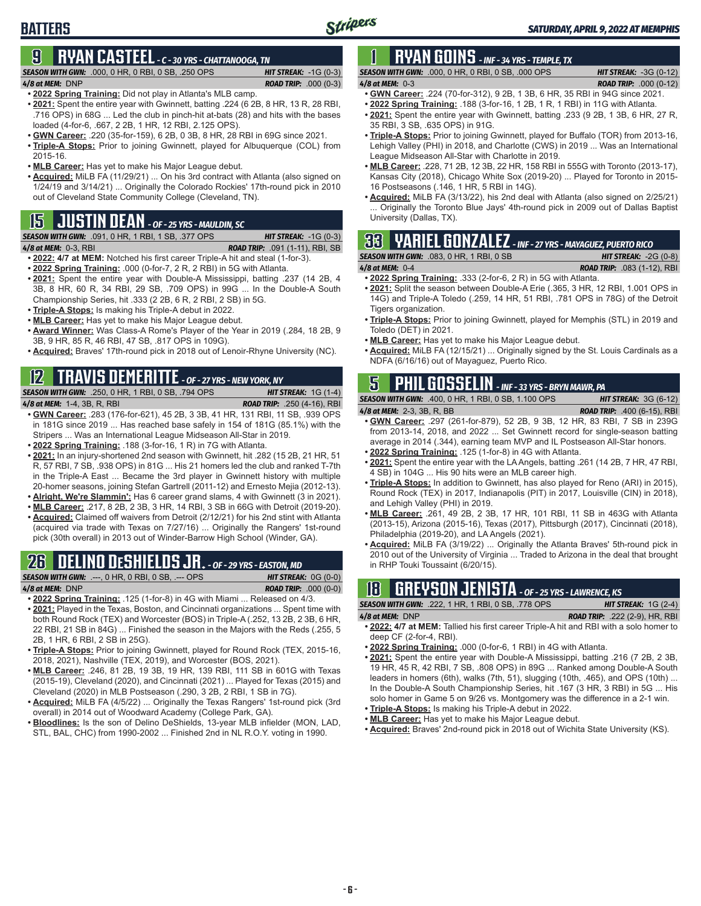# BATTERS

## 9 RYAN CASTEEL - C - 30 YRS - CHATTANOOGA, TN

**SEASON WITH GWN:** .000, 0 HR, 0 RBI, 0 SB, .250 OPS — **HIT STREAK:** -1G (0-3)
**4/8 at MEM:** DNP — **ROAD TRIP:** .000 (0-3)

- **2022 Spring Training:** Did not play in Atlanta's MLB camp.
- **2021:** Spent the entire year with Gwinnett, batting .224 (6 2B, 8 HR, 13 R, 28 RBI, .716 OPS) in 68G ... Led the club in pinch-hit at-bats (28) and hits with the bases loaded (4-for-6, .667, 2 2B, 1 HR, 12 RBI, 2.125 OPS).
- **GWN Career:** .220 (35-for-159), 6 2B, 0 3B, 8 HR, 28 RBI in 69G since 2021.
- **Triple-A Stops:** Prior to joining Gwinnett, played for Albuquerque (COL) from 2015-16.
- **MLB Career:** Has yet to make his Major League debut.
- **Acquired:** MiLB FA (11/29/21) ... On his 3rd contract with Atlanta (also signed on 1/24/19 and 3/14/21) ... Originally the Colorado Rockies' 17th-round pick in 2010 out of Cleveland State Community College (Cleveland, TN).

## 15 JUSTIN DEAN - OF - 25 YRS - MAULDIN, SC

**SEASON WITH GWN:** .091, 0 HR, 1 RBI, 1 SB, .377 OPS — **HIT STREAK:** -1G (0-3)
**4/8 at MEM:** 0-3, RBI — **ROAD TRIP:** .091 (1-11), RBI, SB

- **2022:** **4/7 at MEM:** Notched his first career Triple-A hit and steal (1-for-3).
- **2022 Spring Training:** .000 (0-for-7, 2 R, 2 RBI) in 5G with Atlanta.
- **2021:** Spent the entire year with Double-A Mississippi, batting .237 (14 2B, 4 3B, 8 HR, 60 R, 34 RBI, 29 SB, .709 OPS) in 99G ... In the Double-A South Championship Series, hit .333 (2 2B, 6 R, 2 RBI, 2 SB) in 5G.
- **Triple-A Stops:** Is making his Triple-A debut in 2022.
- **MLB Career:** Has yet to make his Major League debut.
- **Award Winner:** Was Class-A Rome's Player of the Year in 2019 (.284, 18 2B, 9 3B, 9 HR, 85 R, 46 RBI, 47 SB, .817 OPS in 109G).
- **Acquired:** Braves' 17th-round pick in 2018 out of Lenoir-Rhyne University (NC).

## 12 TRAVIS DEMERITTE - OF - 27 YRS - NEW YORK, NY

**SEASON WITH GWN:** .250, 0 HR, 1 RBI, 0 SB, .794 OPS — **HIT STREAK:** 1G (1-4)
**4/8 at MEM:** 1-4, 3B, R, RBI — **ROAD TRIP:** .250 (4-16), RBI

- **GWN Career:** .283 (176-for-621), 45 2B, 3 3B, 41 HR, 131 RBI, 11 SB, .939 OPS in 181G since 2019 ... Has reached base safely in 154 of 181G (85.1%) with the Stripers ... Was an International League Midseason All-Star in 2019.
- **2022 Spring Training:** .188 (3-for-16, 1 R) in 7G with Atlanta.
- **2021:** In an injury-shortened 2nd season with Gwinnett, hit .282 (15 2B, 21 HR, 51 R, 57 RBI, 7 SB, .938 OPS) in 81G ... His 21 homers led the club and ranked T-7th in the Triple-A East ... Became the 3rd player in Gwinnett history with multiple 20-homer seasons, joining Stefan Gartrell (2011-12) and Ernesto Mejia (2012-13).
- **Alright, We're Slammin':** Has 6 career grand slams, 4 with Gwinnett (3 in 2021).
- **MLB Career:** .217, 8 2B, 2 3B, 3 HR, 14 RBI, 3 SB in 66G with Detroit (2019-20).
- **Acquired:** Claimed off waivers from Detroit (2/12/21) for his 2nd stint with Atlanta (acquired via trade with Texas on 7/27/16) ... Originally the Rangers' 1st-round pick (30th overall) in 2013 out of Winder-Barrow High School (Winder, GA).

## 26 DELINO DESHIELDS JR. - OF - 29 YRS - EASTON, MD

**SEASON WITH GWN:** .---, 0 HR, 0 RBI, 0 SB, .--- OPS — **HIT STREAK:** 0G (0-0)
**4/8 at MEM:** DNP — **ROAD TRIP:** .000 (0-0)

- **2022 Spring Training:** .125 (1-for-8) in 4G with Miami ... Released on 4/3.
- **2021:** Played in the Texas, Boston, and Cincinnati organizations ... Spent time with both Round Rock (TEX) and Worcester (BOS) in Triple-A (.252, 13 2B, 2 3B, 6 HR, 22 RBI, 21 SB in 84G) ... Finished the season in the Majors with the Reds (.255, 5 2B, 1 HR, 6 RBI, 2 SB in 25G).
- **Triple-A Stops:** Prior to joining Gwinnett, played for Round Rock (TEX, 2015-16, 2018, 2021), Nashville (TEX, 2019), and Worcester (BOS, 2021).
- **MLB Career:** .246, 81 2B, 19 3B, 19 HR, 139 RBI, 111 SB in 601G with Texas (2015-19), Cleveland (2020), and Cincinnati (2021) ... Played for Texas (2015) and Cleveland (2020) in MLB Postseason (.290, 3 2B, 2 RBI, 1 SB in 7G).
- **Acquired:** MiLB FA (4/5/22) ... Originally the Texas Rangers' 1st-round pick (3rd overall) in 2014 out of Woodward Academy (College Park, GA).
- **Bloodlines:** Is the son of Delino DeShields, 13-year MLB infielder (MON, LAD, STL, BAL, CHC) from 1990-2002 ... Finished 2nd in NL R.O.Y. voting in 1990.

## 1 RYAN GOINS - INF - 34 YRS - TEMPLE, TX

**SEASON WITH GWN:** .000, 0 HR, 0 RBI, 0 SB, .000 OPS — **HIT STREAK:** -3G (0-12)
**4/8 at MEM:** 0-3 — **ROAD TRIP:** .000 (0-12)

- **GWN Career:** .224 (70-for-312), 9 2B, 1 3B, 6 HR, 35 RBI in 94G since 2021.
- **2022 Spring Training:** .188 (3-for-16, 1 2B, 1 R, 1 RBI) in 11G with Atlanta.
- **2021:** Spent the entire year with Gwinnett, batting .233 (9 2B, 1 3B, 6 HR, 27 R, 35 RBI, 3 SB, .635 OPS) in 91G.
- **Triple-A Stops:** Prior to joining Gwinnett, played for Buffalo (TOR) from 2013-16, Lehigh Valley (PHI) in 2018, and Charlotte (CWS) in 2019 ... Was an International League Midseason All-Star with Charlotte in 2019.
- **MLB Career:** .228, 71 2B, 12 3B, 22 HR, 158 RBI in 555G with Toronto (2013-17), Kansas City (2018), Chicago White Sox (2019-20) ... Played for Toronto in 2015-16 Postseasons (.146, 1 HR, 5 RBI in 14G).
- **Acquired:** MiLB FA (3/13/22), his 2nd deal with Atlanta (also signed on 2/25/21) ... Originally the Toronto Blue Jays' 4th-round pick in 2009 out of Dallas Baptist University (Dallas, TX).

## 33 YARIEL GONZALEZ - INF - 27 YRS - MAYAGUEZ, PUERTO RICO

**SEASON WITH GWN:** .083, 0 HR, 1 RBI, 0 SB — **HIT STREAK:** -2G (0-8)
**4/8 at MEM:** 0-4 — **ROAD TRIP:** .083 (1-12), RBI

- **2022 Spring Training:** .333 (2-for-6, 2 R) in 5G with Atlanta.
- **2021:** Split the season between Double-A Erie (.365, 3 HR, 12 RBI, 1.001 OPS in 14G) and Triple-A Toledo (.259, 14 HR, 51 RBI, .781 OPS in 78G) of the Detroit Tigers organization.
- **Triple-A Stops:** Prior to joining Gwinnett, played for Memphis (STL) in 2019 and Toledo (DET) in 2021.
- **MLB Career:** Has yet to make his Major League debut.
- **Acquired:** MiLB FA (12/15/21) ... Originally signed by the St. Louis Cardinals as a NDFA (6/16/16) out of Mayaguez, Puerto Rico.

## 5 PHIL GOSSELIN - INF - 33 YRS - BRYN MAWR, PA

**SEASON WITH GWN:** .400, 0 HR, 1 RBI, 0 SB, 1.100 OPS — **HIT STREAK:** 3G (6-12)
**4/8 at MEM:** 2-3, 3B, R, BB — **ROAD TRIP:** .400 (6-15), RBI

- **GWN Career:** .297 (261-for-879), 52 2B, 9 3B, 12 HR, 83 RBI, 7 SB in 239G from 2013-14, 2018, and 2022 ... Set Gwinnett record for single-season batting average in 2014 (.344), earning team MVP and IL Postseason All-Star honors.
- **2022 Spring Training:** .125 (1-for-8) in 4G with Atlanta.
- **2021:** Spent the entire year with the LA Angels, batting .261 (14 2B, 7 HR, 47 RBI, 4 SB) in 104G ... His 90 hits were an MLB career high.
- **Triple-A Stops:** In addition to Gwinnett, has also played for Reno (ARI) in 2015), Round Rock (TEX) in 2017, Indianapolis (PIT) in 2017, Louisville (CIN) in 2018), and Lehigh Valley (PHI) in 2019.
- **MLB Career:** .261, 49 2B, 2 3B, 17 HR, 101 RBI, 11 SB in 463G with Atlanta (2013-15), Arizona (2015-16), Texas (2017), Pittsburgh (2017), Cincinnati (2018), Philadelphia (2019-20), and LA Angels (2021).
- **Acquired:** MiLB FA (3/19/22) ... Originally the Atlanta Braves' 5th-round pick in 2010 out of the University of Virginia ... Traded to Arizona in the deal that brought in RHP Touki Toussaint (6/20/15).

## 18 GREYSON JENISTA - OF - 25 YRS - LAWRENCE, KS

**SEASON WITH GWN:** .222, 1 HR, 1 RBI, 0 SB, .778 OPS — **HIT STREAK:** 1G (2-4)
**4/8 at MEM:** DNP — **ROAD TRIP:** .222 (2-9), HR, RBI

- **2022:** **4/7 at MEM:** Tallied his first career Triple-A hit and RBI with a solo homer to deep CF (2-for-4, RBI).
- **2022 Spring Training:** .000 (0-for-6, 1 RBI) in 4G with Atlanta.
- **2021:** Spent the entire year with Double-A Mississippi, batting .216 (7 2B, 2 3B, 19 HR, 45 R, 42 RBI, 7 SB, .808 OPS) in 89G ... Ranked among Double-A South leaders in homers (6th), walks (7th, 51), slugging (10th, .465), and OPS (10th) ... In the Double-A South Championship Series, hit .167 (3 HR, 3 RBI) in 5G ... His solo homer in Game 5 on 9/26 vs. Montgomery was the difference in a 2-1 win.
- **Triple-A Stops:** Is making his Triple-A debut in 2022.
- **MLB Career:** Has yet to make his Major League debut.
- **Acquired:** Braves' 2nd-round pick in 2018 out of Wichita State University (KS).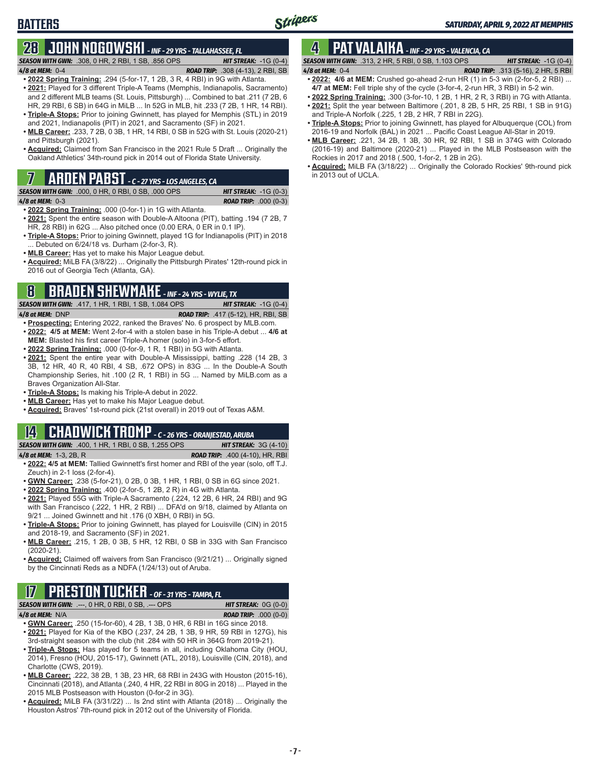# BATTERS

## 28 JOHN NOGOWSKI - INF - 29 YRS - TALLAHASSEE, FL

**SEASON WITH GWN:** .308, 0 HR, 2 RBI, 1 SB, .856 OPS — **HIT STREAK:** -1G (0-4)

**4/8 at MEM:** 0-4 — **ROAD TRIP:** .308 (4-13), 2 RBI, SB

- **2022 Spring Training:** .294 (5-for-17, 1 2B, 3 R, 4 RBI) in 9G with Atlanta.
- **2021:** Played for 3 different Triple-A Teams (Memphis, Indianapolis, Sacramento) and 2 different MLB teams (St. Louis, Pittsburgh) ... Combined to bat .211 (7 2B, 6 HR, 29 RBI, 6 SB) in 64G in MiLB ... In 52G in MLB, hit .233 (7 2B, 1 HR, 14 RBI).
- **Triple-A Stops:** Prior to joining Gwinnett, has played for Memphis (STL) in 2019 and 2021, Indianapolis (PIT) in 2021, and Sacramento (SF) in 2021.
- **MLB Career:** .233, 7 2B, 0 3B, 1 HR, 14 RBI, 0 SB in 52G with St. Louis (2020-21) and Pittsburgh (2021).
- **Acquired:** Claimed from San Francisco in the 2021 Rule 5 Draft ... Originally the Oakland Athletics' 34th-round pick in 2014 out of Florida State University.

## 7 ARDEN PABST - C - 27 YRS - LOS ANGELES, CA

**SEASON WITH GWN:** .000, 0 HR, 0 RBI, 0 SB, .000 OPS — **HIT STREAK:** -1G (0-3)

**4/8 at MEM:** 0-3 — **ROAD TRIP:** .000 (0-3)

- **2022 Spring Training:** .000 (0-for-1) in 1G with Atlanta.
- **2021:** Spent the entire season with Double-A Altoona (PIT), batting .194 (7 2B, 7 HR, 28 RBI) in 62G ... Also pitched once (0.00 ERA, 0 ER in 0.1 IP).
- **Triple-A Stops:** Prior to joining Gwinnett, played 1G for Indianapolis (PIT) in 2018 ... Debuted on 6/24/18 vs. Durham (2-for-3, R).
- **MLB Career:** Has yet to make his Major League debut.
- **Acquired:** MiLB FA (3/8/22) ... Originally the Pittsburgh Pirates' 12th-round pick in 2016 out of Georgia Tech (Atlanta, GA).

## 8 BRADEN SHEWMAKE - INF - 24 YRS - WYLIE, TX

**SEASON WITH GWN:** .417, 1 HR, 1 RBI, 1 SB, 1.084 OPS — **HIT STREAK:** -1G (0-4)

**4/8 at MEM:** DNP — **ROAD TRIP:** .417 (5-12), HR, RBI, SB

- **Prospecting:** Entering 2022, ranked the Braves' No. 6 prospect by MLB.com.
- **2022: 4/5 at MEM:** Went 2-for-4 with a stolen base in his Triple-A debut ... **4/6 at MEM:** Blasted his first career Triple-A homer (solo) in 3-for-5 effort.
- **2022 Spring Training:** .000 (0-for-9, 1 R, 1 RBI) in 5G with Atlanta.
- **2021:** Spent the entire year with Double-A Mississippi, batting .228 (14 2B, 3 3B, 12 HR, 40 R, 40 RBI, 4 SB, .672 OPS) in 83G ... In the Double-A South Championship Series, hit .100 (2 R, 1 RBI) in 5G ... Named by MiLB.com as a Braves Organization All-Star.
- **Triple-A Stops:** Is making his Triple-A debut in 2022.
- **MLB Career:** Has yet to make his Major League debut.
- **Acquired:** Braves' 1st-round pick (21st overall) in 2019 out of Texas A&M.

## 14 CHADWICK TROMP - C - 26 YRS - ORANJESTAD, ARUBA

**SEASON WITH GWN:** .400, 1 HR, 1 RBI, 0 SB, 1.255 OPS — **HIT STREAK:** 3G (4-10)

**4/8 at MEM:** 1-3, 2B, R — **ROAD TRIP:** .400 (4-10), HR, RBI

- **2022: 4/5 at MEM:** Tallied Gwinnett's first homer and RBI of the year (solo, off T.J. Zeuch) in 2-1 loss (2-for-4).
- **GWN Career:** .238 (5-for-21), 0 2B, 0 3B, 1 HR, 1 RBI, 0 SB in 6G since 2021.
- **2022 Spring Training:** .400 (2-for-5, 1 2B, 2 R) in 4G with Atlanta.
- **2021:** Played 55G with Triple-A Sacramento (.224, 12 2B, 6 HR, 24 RBI) and 9G with San Francisco (.222, 1 HR, 2 RBI) ... DFA'd on 9/18, claimed by Atlanta on 9/21 ... Joined Gwinnett and hit .176 (0 XBH, 0 RBI) in 5G.
- **Triple-A Stops:** Prior to joining Gwinnett, has played for Louisville (CIN) in 2015 and 2018-19, and Sacramento (SF) in 2021.
- **MLB Career:** .215, 1 2B, 0 3B, 5 HR, 12 RBI, 0 SB in 33G with San Francisco (2020-21).
- **Acquired:** Claimed off waivers from San Francisco (9/21/21) ... Originally signed by the Cincinnati Reds as a NDFA (1/24/13) out of Aruba.

## 17 PRESTON TUCKER - OF - 31 YRS - TAMPA, FL

**SEASON WITH GWN:** .---, 0 HR, 0 RBI, 0 SB, .--- OPS — **HIT STREAK:** 0G (0-0)

**4/8 at MEM:** N/A — **ROAD TRIP:** .000 (0-0)

- **GWN Career:** .250 (15-for-60), 4 2B, 1 3B, 0 HR, 6 RBI in 16G since 2018.
- **2021:** Played for Kia of the KBO (.237, 24 2B, 1 3B, 9 HR, 59 RBI in 127G), his 3rd-straight season with the club (hit .284 with 50 HR in 364G from 2019-21).
- **Triple-A Stops:** Has played for 5 teams in all, including Oklahoma City (HOU, 2014), Fresno (HOU, 2015-17), Gwinnett (ATL, 2018), Louisville (CIN, 2018), and Charlotte (CWS, 2019).
- **MLB Career:** .222, 38 2B, 1 3B, 23 HR, 68 RBI in 243G with Houston (2015-16), Cincinnati (2018), and Atlanta (.240, 4 HR, 22 RBI in 80G in 2018) ... Played in the 2015 MLB Postseason with Houston (0-for-2 in 3G).
- **Acquired:** MiLB FA (3/31/22) ... Is 2nd stint with Atlanta (2018) ... Originally the Houston Astros' 7th-round pick in 2012 out of the University of Florida.

## 4 PAT VALAIKA - INF - 29 YRS - VALENCIA, CA

**SEASON WITH GWN:** .313, 2 HR, 5 RBI, 0 SB, 1.103 OPS — **HIT STREAK:** -1G (0-4)

**4/8 at MEM:** 0-4 — **ROAD TRIP:** .313 (5-16), 2 HR, 5 RBI

- **2022: 4/6 at MEM:** Crushed go-ahead 2-run HR (1) in 5-3 win (2-for-5, 2 RBI) ... **4/7 at MEM:** Fell triple shy of the cycle (3-for-4, 2-run HR, 3 RBI) in 5-2 win.
- **2022 Spring Training:** .300 (3-for-10, 1 2B, 1 HR, 2 R, 3 RBI) in 7G with Atlanta.
- **2021:** Split the year between Baltimore (.201, 8 2B, 5 HR, 25 RBI, 1 SB in 91G) and Triple-A Norfolk (.225, 1 2B, 2 HR, 7 RBI in 22G).
- **Triple-A Stops:** Prior to joining Gwinnett, has played for Albuquerque (COL) from 2016-19 and Norfolk (BAL) in 2021 ... Pacific Coast League All-Star in 2019.
- **MLB Career:** .221, 34 2B, 1 3B, 30 HR, 92 RBI, 1 SB in 374G with Colorado (2016-19) and Baltimore (2020-21) ... Played in the MLB Postseason with the Rockies in 2017 and 2018 (.500, 1-for-2, 1 2B in 2G).
- **Acquired:** MiLB FA (3/18/22) ... Originally the Colorado Rockies' 9th-round pick in 2013 out of UCLA.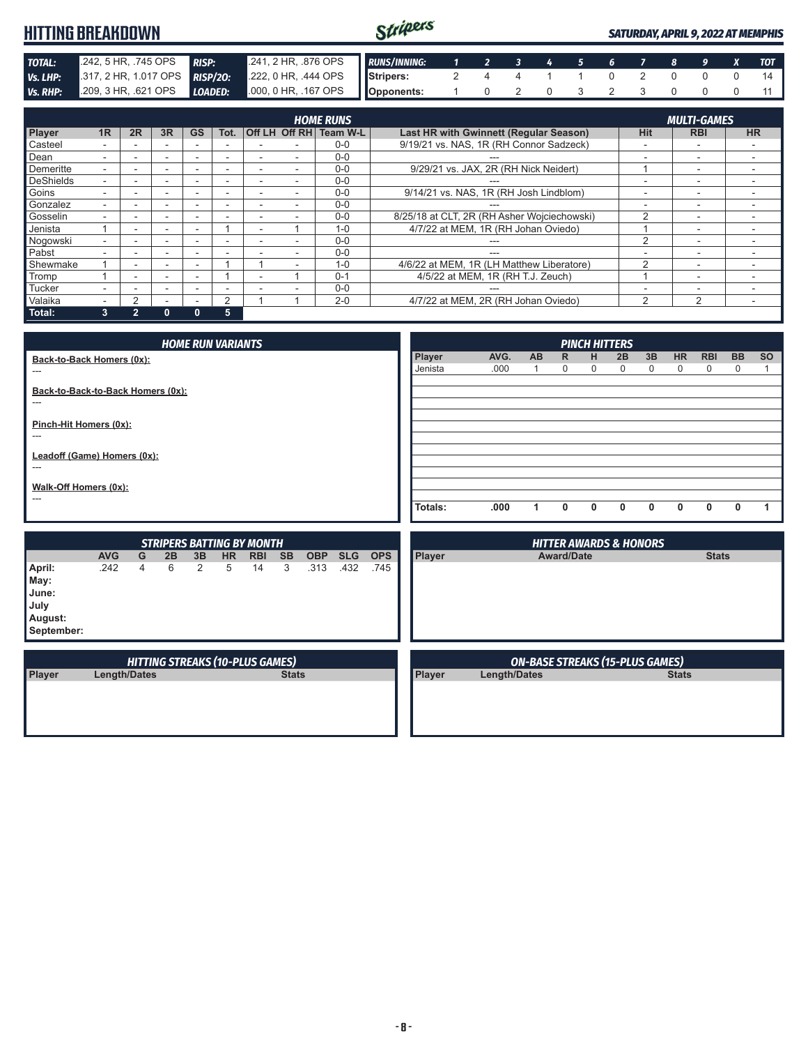# HITTING BREAKDOWN

*SATURDAY, APRIL 9, 2022 AT MEMPHIS*

| | | | |
|---|---|---|---|
| **TOTAL:** | .242, 5 HR, .745 OPS | **RISP:** | .241, 2 HR, .876 OPS |
| **Vs. LHP:** | .317, 2 HR, 1.017 OPS | **RISP/2O:** | .222, 0 HR, .444 OPS |
| **Vs. RHP:** | .209, 3 HR, .621 OPS | **LOADED:** | .000, 0 HR, .167 OPS |

| RUNS/INNING: | 1 | 2 | 3 | 4 | 5 | 6 | 7 | 8 | 9 | X | TOT |
|---|---|---|---|---|---|---|---|---|---|---|---|
| Stripers: | 2 | 4 | 4 | 1 | 1 | 0 | 2 | 0 | 0 | 0 | 14 |
| Opponents: | 1 | 0 | 2 | 0 | 3 | 2 | 3 | 0 | 0 | 0 | 11 |

## HOME RUNS / MULTI-GAMES

| Player | 1R | 2R | 3R | GS | Tot. | Off LH | Off RH | Team W-L | Last HR with Gwinnett (Regular Season) | Hit | RBI | HR |
|---|---|---|---|---|---|---|---|---|---|---|---|---|
| Casteel | - | - | - | - | - | - | - | 0-0 | 9/19/21 vs. NAS, 1R (RH Connor Sadzeck) | - | - | - |
| Dean | - | - | - | - | - | - | - | 0-0 | --- | - | - | - |
| Demeritte | - | - | - | - | - | - | - | 0-0 | 9/29/21 vs. JAX, 2R (RH Nick Neidert) | 1 | - | - |
| DeShields | - | - | - | - | - | - | - | 0-0 | --- | - | - | - |
| Goins | - | - | - | - | - | - | - | 0-0 | 9/14/21 vs. NAS, 1R (RH Josh Lindblom) | - | - | - |
| Gonzalez | - | - | - | - | - | - | - | 0-0 | --- | - | - | - |
| Gosselin | - | - | - | - | - | - | - | 0-0 | 8/25/18 at CLT, 2R (RH Asher Wojciechowski) | 2 | - | - |
| Jenista | 1 | - | - | - | 1 | - | 1 | 1-0 | 4/7/22 at MEM, 1R (RH Johan Oviedo) | 1 | - | - |
| Nogowski | - | - | - | - | - | - | - | 0-0 | --- | 2 | - | - |
| Pabst | - | - | - | - | - | - | - | 0-0 | --- | - | - | - |
| Shewmake | 1 | - | - | - | 1 | 1 | - | 1-0 | 4/6/22 at MEM, 1R (LH Matthew Liberatore) | 2 | - | - |
| Tromp | 1 | - | - | - | 1 | - | 1 | 0-1 | 4/5/22 at MEM, 1R (RH T.J. Zeuch) | 1 | - | - |
| Tucker | - | - | - | - | - | - | - | 0-0 | --- | - | - | - |
| Valaika | - | 2 | - | - | 2 | 1 | 1 | 2-0 | 4/7/22 at MEM, 2R (RH Johan Oviedo) | 2 | 2 | - |
| **Total:** | **3** | **2** | **0** | **0** | **5** | | | | | | | |

## HOME RUN VARIANTS

**Back-to-Back Homers (0x):**
---

**Back-to-Back-to-Back Homers (0x):**
---

**Pinch-Hit Homers (0x):**
---

**Leadoff (Game) Homers (0x):**
---

**Walk-Off Homers (0x):**
---

## PINCH HITTERS

| Player | AVG. | AB | R | H | 2B | 3B | HR | RBI | BB | SO |
|---|---|---|---|---|---|---|---|---|---|---|
| Jenista | .000 | 1 | 0 | 0 | 0 | 0 | 0 | 0 | 0 | 1 |
| **Totals:** | **.000** | **1** | **0** | **0** | **0** | **0** | **0** | **0** | **0** | **1** |

## STRIPERS BATTING BY MONTH

| | AVG | G | 2B | 3B | HR | RBI | SB | OBP | SLG | OPS |
|---|---|---|---|---|---|---|---|---|---|---|
| **April:** | .242 | 4 | 6 | 2 | 5 | 14 | 3 | .313 | .432 | .745 |
| **May:** | | | | | | | | | | |
| **June:** | | | | | | | | | | |
| **July** | | | | | | | | | | |
| **August:** | | | | | | | | | | |
| **September:** | | | | | | | | | | |

## HITTER AWARDS & HONORS

| Player | Award/Date | Stats |
|---|---|---|

## HITTING STREAKS (10-PLUS GAMES)

| Player | Length/Dates | Stats |
|---|---|---|

## ON-BASE STREAKS (15-PLUS GAMES)

| Player | Length/Dates | Stats |
|---|---|---|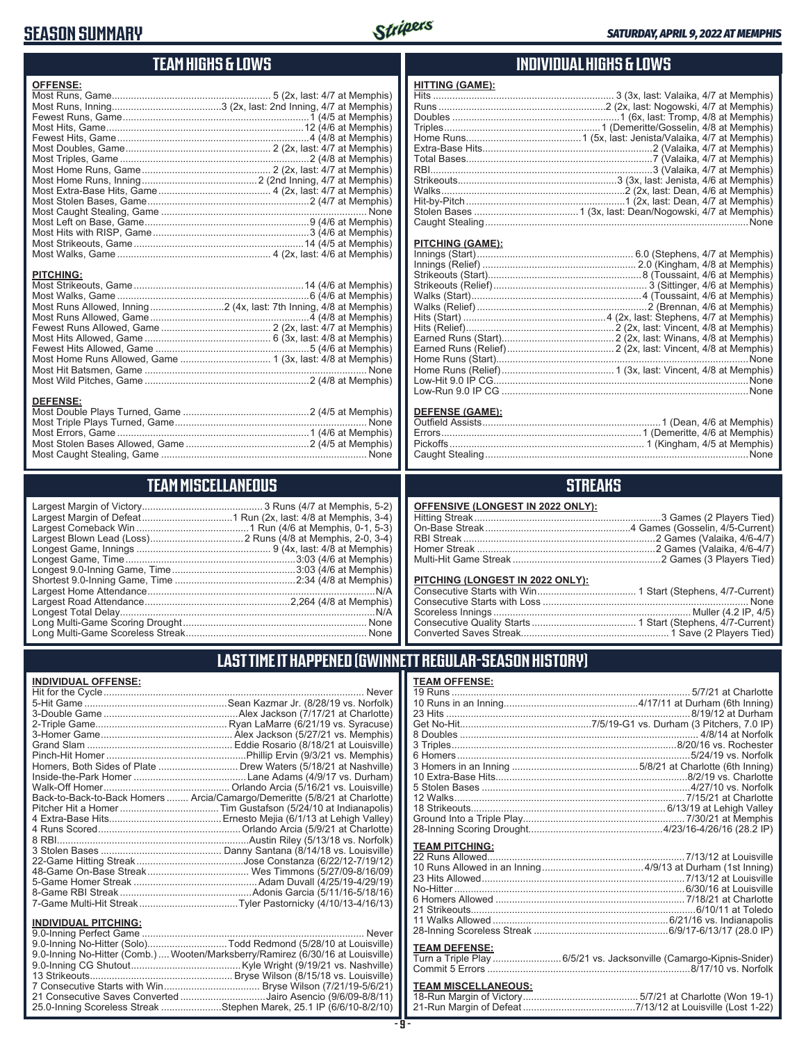# SEASON SUMMARY

SATURDAY, APRIL 9, 2022 AT MEMPHIS

## TEAM HIGHS & LOWS

**OFFENSE:**

| | |
|---|---|
| Most Runs, Game | 5 (2x, last: 4/7 at Memphis) |
| Most Runs, Inning | 3 (2x, last: 2nd Inning, 4/7 at Memphis) |
| Fewest Runs, Game | 1 (4/5 at Memphis) |
| Most Hits, Game | 12 (4/6 at Memphis) |
| Fewest Hits, Game | 4 (4/8 at Memphis) |
| Most Doubles, Game | 2 (2x, last: 4/7 at Memphis) |
| Most Triples, Game | 2 (4/8 at Memphis) |
| Most Home Runs, Game | 2 (2x, last: 4/7 at Memphis) |
| Most Home Runs, Inning | 2 (2nd Inning, 4/7 at Memphis) |
| Most Extra-Base Hits, Game | 4 (2x, last: 4/7 at Memphis) |
| Most Stolen Bases, Game | 2 (4/7 at Memphis) |
| Most Caught Stealing, Game | None |
| Most Left on Base, Game | 9 (4/6 at Memphis) |
| Most Hits with RISP, Game | 3 (4/6 at Memphis) |
| Most Strikeouts, Game | 14 (4/5 at Memphis) |
| Most Walks, Game | 4 (2x, last: 4/6 at Memphis) |

**PITCHING:**

| | |
|---|---|
| Most Strikeouts, Game | 14 (4/6 at Memphis) |
| Most Walks, Game | 6 (4/6 at Memphis) |
| Most Runs Allowed, Inning | 2 (4x, last: 7th Inning, 4/8 at Memphis) |
| Most Runs Allowed, Game | 4 (4/8 at Memphis) |
| Fewest Runs Allowed, Game | 2 (2x, last: 4/7 at Memphis) |
| Most Hits Allowed, Game | 6 (3x, last: 4/8 at Memphis) |
| Fewest Hits Allowed, Game | 5 (4/6 at Memphis) |
| Most Home Runs Allowed, Game | 1 (3x, last: 4/8 at Memphis) |
| Most Hit Batsmen, Game | None |
| Most Wild Pitches, Game | 2 (4/8 at Memphis) |

**DEFENSE:**

| | |
|---|---|
| Most Double Plays Turned, Game | 2 (4/5 at Memphis) |
| Most Triple Plays Turned, Game | None |
| Most Errors, Game | 1 (4/6 at Memphis) |
| Most Stolen Bases Allowed, Game | 2 (4/5 at Memphis) |
| Most Caught Stealing, Game | None |

## INDIVIDUAL HIGHS & LOWS

**HITTING (GAME):**

| | |
|---|---|
| Hits | 3 (3x, last: Valaika, 4/7 at Memphis) |
| Runs | 2 (2x, last: Nogowski, 4/7 at Memphis) |
| Doubles | 1 (6x, last: Tromp, 4/8 at Memphis) |
| Triples | 1 (Demeritte/Gosselin, 4/8 at Memphis) |
| Home Runs | 1 (5x, last: Jenista/Valaika, 4/7 at Memphis) |
| Extra-Base Hits | 2 (Valaika, 4/7 at Memphis) |
| Total Bases | 7 (Valaika, 4/7 at Memphis) |
| RBI | 3 (Valaika, 4/7 at Memphis) |
| Strikeouts | 3 (3x, last: Jenista, 4/6 at Memphis) |
| Walks | 2 (2x, last: Dean, 4/6 at Memphis) |
| Hit-by-Pitch | 1 (2x, last: Dean, 4/7 at Memphis) |
| Stolen Bases | 1 (3x, last: Dean/Nogowski, 4/7 at Memphis) |
| Caught Stealing | None |

**PITCHING (GAME):**

| | |
|---|---|
| Innings (Start) | 6.0 (Stephens, 4/7 at Memphis) |
| Innings (Relief) | 2.0 (Kingham, 4/8 at Memphis) |
| Strikeouts (Start) | 8 (Toussaint, 4/6 at Memphis) |
| Strikeouts (Relief) | 3 (Sittinger, 4/6 at Memphis) |
| Walks (Start) | 4 (Toussaint, 4/6 at Memphis) |
| Walks (Relief) | 2 (Brennan, 4/6 at Memphis) |
| Hits (Start) | 4 (2x, last: Stephens, 4/7 at Memphis) |
| Hits (Relief) | 2 (2x, last: Vincent, 4/8 at Memphis) |
| Earned Runs (Start) | 2 (2x, last: Winans, 4/8 at Memphis) |
| Earned Runs (Relief) | 2 (2x, last: Vincent, 4/8 at Memphis) |
| Home Runs (Start) | None |
| Home Runs (Relief) | 1 (3x, last: Vincent, 4/8 at Memphis) |
| Low-Hit 9.0 IP CG | None |
| Low-Run 9.0 IP CG | None |

**DEFENSE (GAME):**

| | |
|---|---|
| Outfield Assists | 1 (Dean, 4/6 at Memphis) |
| Errors | 1 (Demeritte, 4/6 at Memphis) |
| Pickoffs | 1 (Kingham, 4/5 at Memphis) |
| Caught Stealing | None |

## TEAM MISCELLANEOUS

| | |
|---|---|
| Largest Margin of Victory | 3 Runs (4/7 at Memphis, 5-2) |
| Largest Margin of Defeat | 1 Run (2x, last: 4/8 at Memphis, 3-4) |
| Largest Comeback Win | 1 Run (4/6 at Memphis, 0-1, 5-3) |
| Largest Blown Lead (Loss) | 2 Runs (4/8 at Memphis, 2-0, 3-4) |
| Longest Game, Innings | 9 (4x, last: 4/8 at Memphis) |
| Longest Game, Time | 3:03 (4/6 at Memphis) |
| Longest 9.0-Inning Game, Time | 3:03 (4/6 at Memphis) |
| Shortest 9.0-Inning Game, Time | 2:34 (4/8 at Memphis) |
| Largest Home Attendance | N/A |
| Largest Road Attendance | 2,264 (4/8 at Memphis) |
| Longest Total Delay | N/A |
| Long Multi-Game Scoring Drought | None |
| Long Multi-Game Scoreless Streak | None |

## STREAKS

**OFFENSIVE (LONGEST IN 2022 ONLY):**

| | |
|---|---|
| Hitting Streak | 3 Games (2 Players Tied) |
| On-Base Streak | 4 Games (Gosselin, 4/5-Current) |
| RBI Streak | 2 Games (Valaika, 4/6-4/7) |
| Homer Streak | 2 Games (Valaika, 4/6-4/7) |
| Multi-Hit Game Streak | 2 Games (3 Players Tied) |

**PITCHING (LONGEST IN 2022 ONLY):**

| | |
|---|---|
| Consecutive Starts with Win | 1 Start (Stephens, 4/7-Current) |
| Consecutive Starts with Loss | None |
| Scoreless Innings | Muller (4.2 IP, 4/5) |
| Consecutive Quality Starts | 1 Start (Stephens, 4/7-Current) |
| Converted Saves Streak | 1 Save (2 Players Tied) |

## LAST TIME IT HAPPENED (GWINNETT REGULAR-SEASON HISTORY)

**INDIVIDUAL OFFENSE:**

| | |
|---|---|
| Hit for the Cycle | Never |
| 5-Hit Game | Sean Kazmar Jr. (8/28/19 vs. Norfolk) |
| 3-Double Game | Alex Jackson (7/17/21 at Charlotte) |
| 2-Triple Game | Ryan LaMarre (6/21/19 vs. Syracuse) |
| 3-Homer Game | Alex Jackson (5/27/21 vs. Memphis) |
| Grand Slam | Eddie Rosario (8/18/21 at Louisville) |
| Pinch-Hit Homer | Phillip Ervin (9/3/21 vs. Memphis) |
| Homers, Both Sides of Plate | Drew Waters (5/18/21 at Nashville) |
| Inside-the-Park Homer | Lane Adams (4/9/17 vs. Durham) |
| Walk-Off Homer | Orlando Arcia (5/16/21 vs. Louisville) |
| Back-to-Back-to-Back Homers | Arcia/Camargo/Demeritte (5/8/21 at Charlotte) |
| Pitcher Hit a Homer | Tim Gustafson (5/24/10 at Indianapolis) |
| 4 Extra-Base Hits | Ernesto Mejia (6/1/13 at Lehigh Valley) |
| 4 Runs Scored | Orlando Arcia (5/9/21 at Charlotte) |
| 8 RBI | Austin Riley (5/13/18 vs. Norfolk) |
| 3 Stolen Bases | Danny Santana (8/14/18 vs. Louisville) |
| 22-Game Hitting Streak | Jose Constanza (6/22/12-7/19/12) |
| 48-Game On-Base Streak | Wes Timmons (5/27/09-8/16/09) |
| 5-Game Homer Streak | Adam Duvall (4/25/19-4/29/19) |
| 8-Game RBI Streak | Adonis Garcia (5/11/16-5/18/16) |
| 7-Game Multi-Hit Streak | Tyler Pastornicky (4/10/13-4/16/13) |

**INDIVIDUAL PITCHING:**

| | |
|---|---|
| 9.0-Inning Perfect Game | Never |
| 9.0-Inning No-Hitter (Solo) | Todd Redmond (5/28/10 at Louisville) |
| 9.0-Inning No-Hitter (Comb.) | Wooten/Marksberry/Ramirez (6/30/16 at Louisville) |
| 9.0-Inning CG Shutout | Kyle Wright (9/19/21 vs. Nashville) |
| 13 Strikeouts | Bryse Wilson (8/15/18 vs. Louisville) |
| 7 Consecutive Starts with Win | Bryse Wilson (7/21/19-5/6/21) |
| 21 Consecutive Saves Converted | Jairo Asencio (9/6/09-8/8/11) |
| 25.0-Inning Scoreless Streak | Stephen Marek, 25.1 IP (6/6/10-8/2/10) |

**TEAM OFFENSE:**

| | |
|---|---|
| 19 Runs | 5/7/21 at Charlotte |
| 10 Runs in an Inning | 4/17/11 at Durham (6th Inning) |
| 23 Hits | 8/19/12 at Durham |
| Get No-Hit | 7/5/19-G1 vs. Durham (3 Pitchers, 7.0 IP) |
| 8 Doubles | 4/8/14 at Norfolk |
| 3 Triples | 8/20/16 vs. Rochester |
| 6 Homers | 5/24/19 vs. Norfolk |
| 3 Homers in an Inning | 5/8/21 at Charlotte (6th Inning) |
| 10 Extra-Base Hits | 8/2/19 vs. Charlotte |
| 5 Stolen Bases | 4/27/10 vs. Norfolk |
| 12 Walks | 7/15/21 at Charlotte |
| 18 Strikeouts | 6/13/19 at Lehigh Valley |
| Ground Into a Triple Play | 7/30/21 at Memphis |
| 28-Inning Scoring Drought | 4/23/16-4/26/16 (28.2 IP) |

**TEAM PITCHING:**

| | |
|---|---|
| 22 Runs Allowed | 7/13/12 at Louisville |
| 10 Runs Allowed in an Inning | 4/9/13 at Durham (1st Inning) |
| 23 Hits Allowed | 7/13/12 at Louisville |
| No-Hitter | 6/30/16 at Louisville |
| 6 Homers Allowed | 7/18/21 at Charlotte |
| 21 Strikeouts | 6/10/11 at Toledo |
| 11 Walks Allowed | 6/21/16 vs. Indianapolis |
| 28-Inning Scoreless Streak | 6/9/17-6/13/17 (28.0 IP) |

**TEAM DEFENSE:**

| | |
|---|---|
| Turn a Triple Play | 6/5/21 vs. Jacksonville (Camargo-Kipnis-Snider) |
| Commit 5 Errors | 8/17/10 vs. Norfolk |

**TEAM MISCELLANEOUS:**

| | |
|---|---|
| 18-Run Margin of Victory | 5/7/21 at Charlotte (Won 19-1) |
| 21-Run Margin of Defeat | 7/13/12 at Louisville (Lost 1-22) |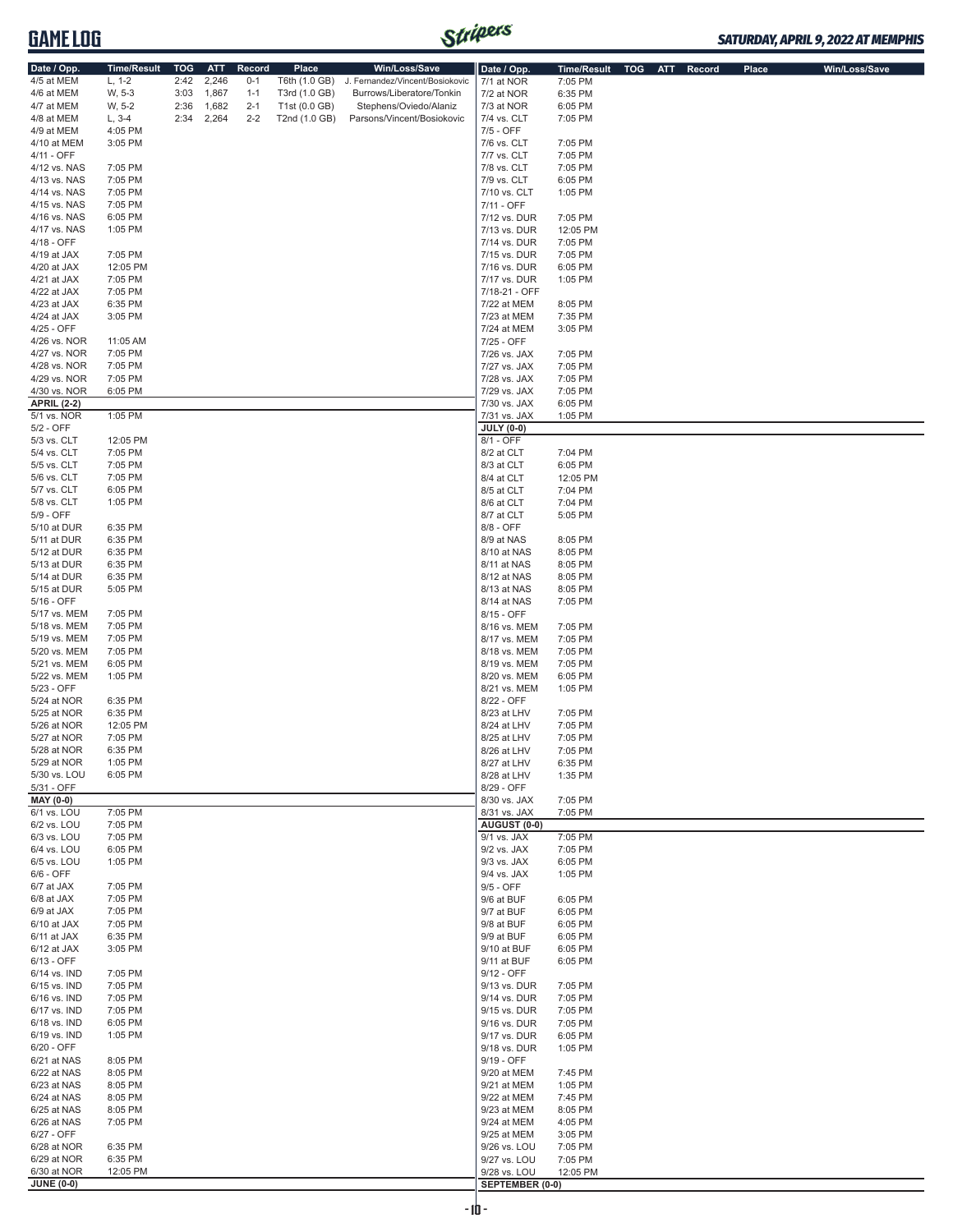# GAME LOG

*SATURDAY, APRIL 9, 2022 AT MEMPHIS*

| Date / Opp. | Time/Result | TOG | ATT | Record | Place | Win/Loss/Save |
|---|---|---|---|---|---|---|
| 4/5 at MEM | L, 1-2 | 2:42 | 2,246 | 0-1 | T6th (1.0 GB) | J. Fernandez/Vincent/Bosiokovic |
| 4/6 at MEM | W, 5-3 | 3:03 | 1,867 | 1-1 | T3rd (1.0 GB) | Burrows/Liberatore/Tonkin |
| 4/7 at MEM | W, 5-2 | 2:36 | 1,682 | 2-1 | T1st (0.0 GB) | Stephens/Oviedo/Alaniz |
| 4/8 at MEM | L, 3-4 | 2:34 | 2,264 | 2-2 | T2nd (1.0 GB) | Parsons/Vincent/Bosiokovic |
| 4/9 at MEM | 4:05 PM | | | | | |
| 4/10 at MEM | 3:05 PM | | | | | |
| 4/11 - OFF | | | | | | |
| 4/12 vs. NAS | 7:05 PM | | | | | |
| 4/13 vs. NAS | 7:05 PM | | | | | |
| 4/14 vs. NAS | 7:05 PM | | | | | |
| 4/15 vs. NAS | 7:05 PM | | | | | |
| 4/16 vs. NAS | 6:05 PM | | | | | |
| 4/17 vs. NAS | 1:05 PM | | | | | |
| 4/18 - OFF | | | | | | |
| 4/19 at JAX | 7:05 PM | | | | | |
| 4/20 at JAX | 12:05 PM | | | | | |
| 4/21 at JAX | 7:05 PM | | | | | |
| 4/22 at JAX | 7:05 PM | | | | | |
| 4/23 at JAX | 6:35 PM | | | | | |
| 4/24 at JAX | 3:05 PM | | | | | |
| 4/25 - OFF | | | | | | |
| 4/26 vs. NOR | 11:05 AM | | | | | |
| 4/27 vs. NOR | 7:05 PM | | | | | |
| 4/28 vs. NOR | 7:05 PM | | | | | |
| 4/29 vs. NOR | 7:05 PM | | | | | |
| 4/30 vs. NOR | 6:05 PM | | | | | |
| **APRIL (2-2)** | | | | | | |
| 5/1 vs. NOR | 1:05 PM | | | | | |
| 5/2 - OFF | | | | | | |
| 5/3 vs. CLT | 12:05 PM | | | | | |
| 5/4 vs. CLT | 7:05 PM | | | | | |
| 5/5 vs. CLT | 7:05 PM | | | | | |
| 5/6 vs. CLT | 7:05 PM | | | | | |
| 5/7 vs. CLT | 6:05 PM | | | | | |
| 5/8 vs. CLT | 1:05 PM | | | | | |
| 5/9 - OFF | | | | | | |
| 5/10 at DUR | 6:35 PM | | | | | |
| 5/11 at DUR | 6:35 PM | | | | | |
| 5/12 at DUR | 6:35 PM | | | | | |
| 5/13 at DUR | 6:35 PM | | | | | |
| 5/14 at DUR | 6:35 PM | | | | | |
| 5/15 at DUR | 5:05 PM | | | | | |
| 5/16 - OFF | | | | | | |
| 5/17 vs. MEM | 7:05 PM | | | | | |
| 5/18 vs. MEM | 7:05 PM | | | | | |
| 5/19 vs. MEM | 7:05 PM | | | | | |
| 5/20 vs. MEM | 7:05 PM | | | | | |
| 5/21 vs. MEM | 6:05 PM | | | | | |
| 5/22 vs. MEM | 1:05 PM | | | | | |
| 5/23 - OFF | | | | | | |
| 5/24 at NOR | 6:35 PM | | | | | |
| 5/25 at NOR | 6:35 PM | | | | | |
| 5/26 at NOR | 12:05 PM | | | | | |
| 5/27 at NOR | 7:05 PM | | | | | |
| 5/28 at NOR | 6:35 PM | | | | | |
| 5/29 at NOR | 1:05 PM | | | | | |
| 5/30 vs. LOU | 6:05 PM | | | | | |
| 5/31 - OFF | | | | | | |
| **MAY (0-0)** | | | | | | |
| 6/1 vs. LOU | 7:05 PM | | | | | |
| 6/2 vs. LOU | 7:05 PM | | | | | |
| 6/3 vs. LOU | 7:05 PM | | | | | |
| 6/4 vs. LOU | 6:05 PM | | | | | |
| 6/5 vs. LOU | 1:05 PM | | | | | |
| 6/6 - OFF | | | | | | |
| 6/7 at JAX | 7:05 PM | | | | | |
| 6/8 at JAX | 7:05 PM | | | | | |
| 6/9 at JAX | 7:05 PM | | | | | |
| 6/10 at JAX | 7:05 PM | | | | | |
| 6/11 at JAX | 6:35 PM | | | | | |
| 6/12 at JAX | 3:05 PM | | | | | |
| 6/13 - OFF | | | | | | |
| 6/14 vs. IND | 7:05 PM | | | | | |
| 6/15 vs. IND | 7:05 PM | | | | | |
| 6/16 vs. IND | 7:05 PM | | | | | |
| 6/17 vs. IND | 7:05 PM | | | | | |
| 6/18 vs. IND | 6:05 PM | | | | | |
| 6/19 vs. IND | 1:05 PM | | | | | |
| 6/20 - OFF | | | | | | |
| 6/21 at NAS | 8:05 PM | | | | | |
| 6/22 at NAS | 8:05 PM | | | | | |
| 6/23 at NAS | 8:05 PM | | | | | |
| 6/24 at NAS | 8:05 PM | | | | | |
| 6/25 at NAS | 8:05 PM | | | | | |
| 6/26 at NAS | 7:05 PM | | | | | |
| 6/27 - OFF | | | | | | |
| 6/28 at NOR | 6:35 PM | | | | | |
| 6/29 at NOR | 6:35 PM | | | | | |
| 6/30 at NOR | 12:05 PM | | | | | |
| **JUNE (0-0)** | | | | | | |

| Date / Opp. | Time/Result | TOG | ATT | Record | Place | Win/Loss/Save |
|---|---|---|---|---|---|---|
| 7/1 at NOR | 7:05 PM | | | | | |
| 7/2 at NOR | 6:35 PM | | | | | |
| 7/3 at NOR | 6:05 PM | | | | | |
| 7/4 vs. CLT | 7:05 PM | | | | | |
| 7/5 - OFF | | | | | | |
| 7/6 vs. CLT | 7:05 PM | | | | | |
| 7/7 vs. CLT | 7:05 PM | | | | | |
| 7/8 vs. CLT | 7:05 PM | | | | | |
| 7/9 vs. CLT | 6:05 PM | | | | | |
| 7/10 vs. CLT | 1:05 PM | | | | | |
| 7/11 - OFF | | | | | | |
| 7/12 vs. DUR | 7:05 PM | | | | | |
| 7/13 vs. DUR | 12:05 PM | | | | | |
| 7/14 vs. DUR | 7:05 PM | | | | | |
| 7/15 vs. DUR | 7:05 PM | | | | | |
| 7/16 vs. DUR | 6:05 PM | | | | | |
| 7/17 vs. DUR | 1:05 PM | | | | | |
| 7/18-21 - OFF | | | | | | |
| 7/22 at MEM | 8:05 PM | | | | | |
| 7/23 at MEM | 7:35 PM | | | | | |
| 7/24 at MEM | 3:05 PM | | | | | |
| 7/25 - OFF | | | | | | |
| 7/26 vs. JAX | 7:05 PM | | | | | |
| 7/27 vs. JAX | 7:05 PM | | | | | |
| 7/28 vs. JAX | 7:05 PM | | | | | |
| 7/29 vs. JAX | 7:05 PM | | | | | |
| 7/30 vs. JAX | 6:05 PM | | | | | |
| 7/31 vs. JAX | 1:05 PM | | | | | |
| **JULY (0-0)** | | | | | | |
| 8/1 - OFF | | | | | | |
| 8/2 at CLT | 7:04 PM | | | | | |
| 8/3 at CLT | 6:05 PM | | | | | |
| 8/4 at CLT | 12:05 PM | | | | | |
| 8/5 at CLT | 7:04 PM | | | | | |
| 8/6 at CLT | 7:04 PM | | | | | |
| 8/7 at CLT | 5:05 PM | | | | | |
| 8/8 - OFF | | | | | | |
| 8/9 at NAS | 8:05 PM | | | | | |
| 8/10 at NAS | 8:05 PM | | | | | |
| 8/11 at NAS | 8:05 PM | | | | | |
| 8/12 at NAS | 8:05 PM | | | | | |
| 8/13 at NAS | 8:05 PM | | | | | |
| 8/14 at NAS | 7:05 PM | | | | | |
| 8/15 - OFF | | | | | | |
| 8/16 vs. MEM | 7:05 PM | | | | | |
| 8/17 vs. MEM | 7:05 PM | | | | | |
| 8/18 vs. MEM | 7:05 PM | | | | | |
| 8/19 vs. MEM | 7:05 PM | | | | | |
| 8/20 vs. MEM | 6:05 PM | | | | | |
| 8/21 vs. MEM | 1:05 PM | | | | | |
| 8/22 - OFF | | | | | | |
| 8/23 at LHV | 7:05 PM | | | | | |
| 8/24 at LHV | 7:05 PM | | | | | |
| 8/25 at LHV | 7:05 PM | | | | | |
| 8/26 at LHV | 7:05 PM | | | | | |
| 8/27 at LHV | 6:35 PM | | | | | |
| 8/28 at LHV | 1:35 PM | | | | | |
| 8/29 - OFF | | | | | | |
| 8/30 vs. JAX | 7:05 PM | | | | | |
| 8/31 vs. JAX | 7:05 PM | | | | | |
| **AUGUST (0-0)** | | | | | | |
| 9/1 vs. JAX | 7:05 PM | | | | | |
| 9/2 vs. JAX | 7:05 PM | | | | | |
| 9/3 vs. JAX | 6:05 PM | | | | | |
| 9/4 vs. JAX | 1:05 PM | | | | | |
| 9/5 - OFF | | | | | | |
| 9/6 at BUF | 6:05 PM | | | | | |
| 9/7 at BUF | 6:05 PM | | | | | |
| 9/8 at BUF | 6:05 PM | | | | | |
| 9/9 at BUF | 6:05 PM | | | | | |
| 9/10 at BUF | 6:05 PM | | | | | |
| 9/11 at BUF | 6:05 PM | | | | | |
| 9/12 - OFF | | | | | | |
| 9/13 vs. DUR | 7:05 PM | | | | | |
| 9/14 vs. DUR | 7:05 PM | | | | | |
| 9/15 vs. DUR | 7:05 PM | | | | | |
| 9/16 vs. DUR | 7:05 PM | | | | | |
| 9/17 vs. DUR | 6:05 PM | | | | | |
| 9/18 vs. DUR | 1:05 PM | | | | | |
| 9/19 - OFF | | | | | | |
| 9/20 at MEM | 7:45 PM | | | | | |
| 9/21 at MEM | 1:05 PM | | | | | |
| 9/22 at MEM | 7:45 PM | | | | | |
| 9/23 at MEM | 8:05 PM | | | | | |
| 9/24 at MEM | 4:05 PM | | | | | |
| 9/25 at MEM | 3:05 PM | | | | | |
| 9/26 vs. LOU | 7:05 PM | | | | | |
| 9/27 vs. LOU | 7:05 PM | | | | | |
| 9/28 vs. LOU | 12:05 PM | | | | | |
| **SEPTEMBER (0-0)** | | | | | | |